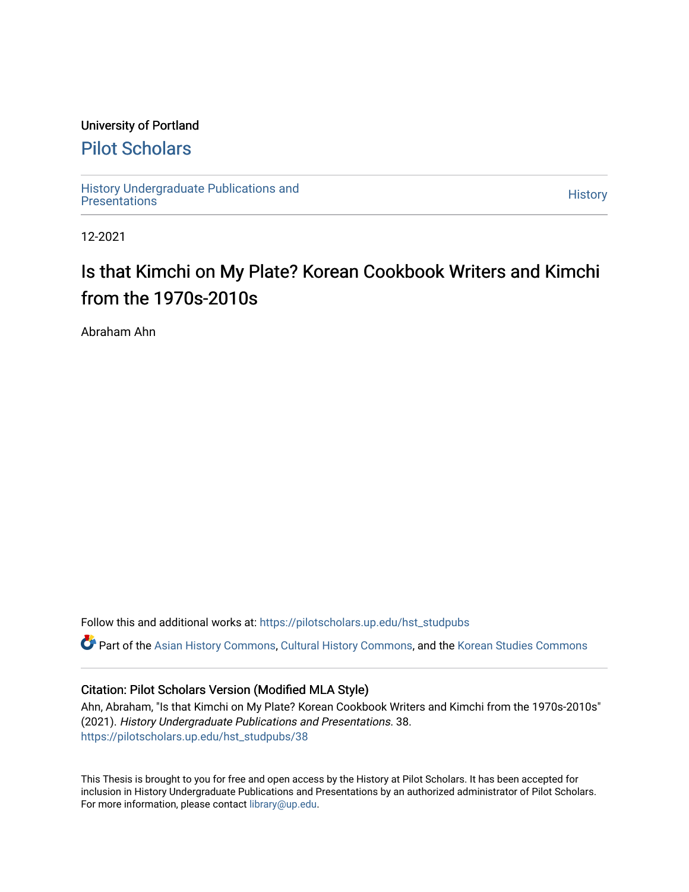University of Portland

# Pilot Scholars

History Undergraduate Publications and Presentations

History

12-2021

# Is that Kimchi on My Plate? Korean Cookbook Writers and Kimchi from the 1970s-2010s

Abraham Ahn

Follow this and additional works at: https://pilotscholars.up.edu/hst_studpubs

Part of the Asian History Commons, Cultural History Commons, and the Korean Studies Commons

## Citation: Pilot Scholars Version (Modified MLA Style)

Ahn, Abraham, "Is that Kimchi on My Plate? Korean Cookbook Writers and Kimchi from the 1970s-2010s" (2021). *History Undergraduate Publications and Presentations*. 38.
https://pilotscholars.up.edu/hst_studpubs/38

This Thesis is brought to you for free and open access by the History at Pilot Scholars. It has been accepted for inclusion in History Undergraduate Publications and Presentations by an authorized administrator of Pilot Scholars. For more information, please contact library@up.edu.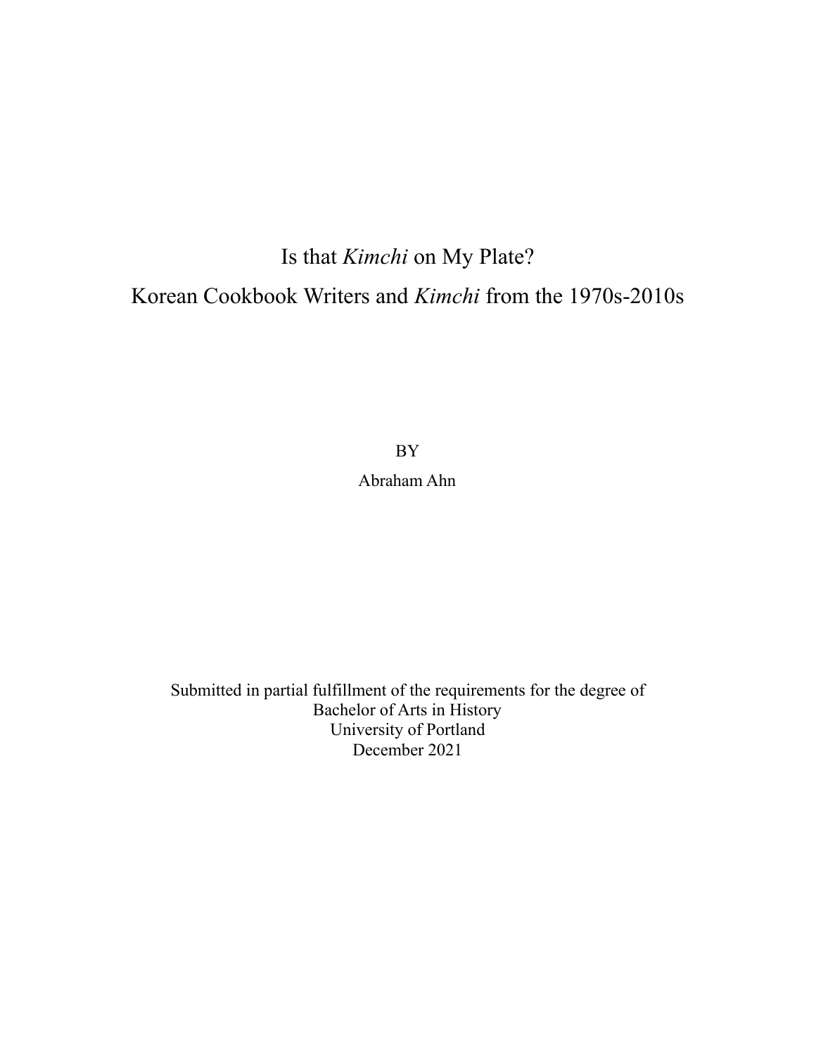# Is that *Kimchi* on My Plate?

## Korean Cookbook Writers and *Kimchi* from the 1970s-2010s

BY

Abraham Ahn

Submitted in partial fulfillment of the requirements for the degree of
Bachelor of Arts in History
University of Portland
December 2021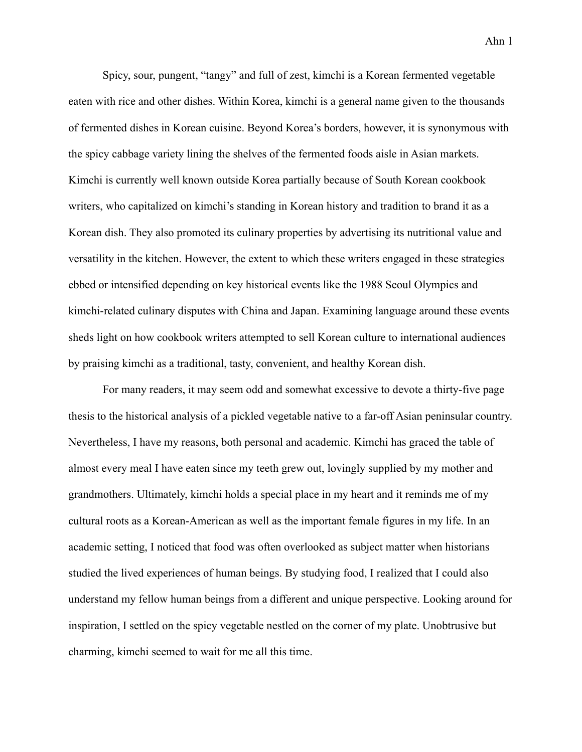Spicy, sour, pungent, “tangy” and full of zest, kimchi is a Korean fermented vegetable eaten with rice and other dishes. Within Korea, kimchi is a general name given to the thousands of fermented dishes in Korean cuisine. Beyond Korea’s borders, however, it is synonymous with the spicy cabbage variety lining the shelves of the fermented foods aisle in Asian markets. Kimchi is currently well known outside Korea partially because of South Korean cookbook writers, who capitalized on kimchi’s standing in Korean history and tradition to brand it as a Korean dish. They also promoted its culinary properties by advertising its nutritional value and versatility in the kitchen. However, the extent to which these writers engaged in these strategies ebbed or intensified depending on key historical events like the 1988 Seoul Olympics and kimchi-related culinary disputes with China and Japan. Examining language around these events sheds light on how cookbook writers attempted to sell Korean culture to international audiences by praising kimchi as a traditional, tasty, convenient, and healthy Korean dish.

For many readers, it may seem odd and somewhat excessive to devote a thirty-five page thesis to the historical analysis of a pickled vegetable native to a far-off Asian peninsular country. Nevertheless, I have my reasons, both personal and academic. Kimchi has graced the table of almost every meal I have eaten since my teeth grew out, lovingly supplied by my mother and grandmothers. Ultimately, kimchi holds a special place in my heart and it reminds me of my cultural roots as a Korean-American as well as the important female figures in my life. In an academic setting, I noticed that food was often overlooked as subject matter when historians studied the lived experiences of human beings. By studying food, I realized that I could also understand my fellow human beings from a different and unique perspective. Looking around for inspiration, I settled on the spicy vegetable nestled on the corner of my plate. Unobtrusive but charming, kimchi seemed to wait for me all this time.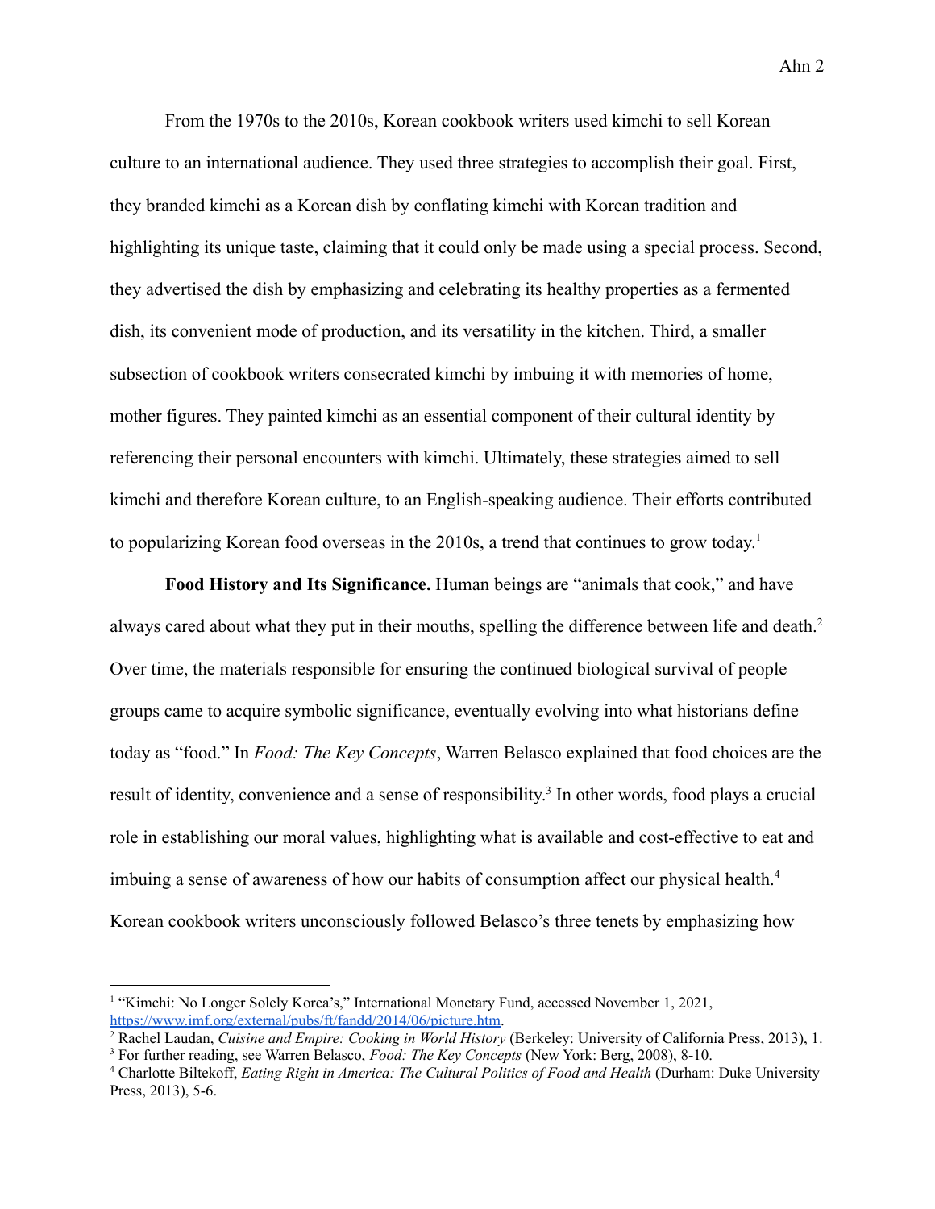From the 1970s to the 2010s, Korean cookbook writers used kimchi to sell Korean culture to an international audience. They used three strategies to accomplish their goal. First, they branded kimchi as a Korean dish by conflating kimchi with Korean tradition and highlighting its unique taste, claiming that it could only be made using a special process. Second, they advertised the dish by emphasizing and celebrating its healthy properties as a fermented dish, its convenient mode of production, and its versatility in the kitchen. Third, a smaller subsection of cookbook writers consecrated kimchi by imbuing it with memories of home, mother figures. They painted kimchi as an essential component of their cultural identity by referencing their personal encounters with kimchi. Ultimately, these strategies aimed to sell kimchi and therefore Korean culture, to an English-speaking audience. Their efforts contributed to popularizing Korean food overseas in the 2010s, a trend that continues to grow today.[1]

**Food History and Its Significance.** Human beings are "animals that cook," and have always cared about what they put in their mouths, spelling the difference between life and death.[2] Over time, the materials responsible for ensuring the continued biological survival of people groups came to acquire symbolic significance, eventually evolving into what historians define today as "food." In *Food: The Key Concepts*, Warren Belasco explained that food choices are the result of identity, convenience and a sense of responsibility.[3] In other words, food plays a crucial role in establishing our moral values, highlighting what is available and cost-effective to eat and imbuing a sense of awareness of how our habits of consumption affect our physical health.[4] Korean cookbook writers unconsciously followed Belasco's three tenets by emphasizing how

---

[1] "Kimchi: No Longer Solely Korea's," International Monetary Fund, accessed November 1, 2021, https://www.imf.org/external/pubs/ft/fandd/2014/06/picture.htm.

[2] Rachel Laudan, *Cuisine and Empire: Cooking in World History* (Berkeley: University of California Press, 2013), 1.

[3] For further reading, see Warren Belasco, *Food: The Key Concepts* (New York: Berg, 2008), 8-10.

[4] Charlotte Biltekoff, *Eating Right in America: The Cultural Politics of Food and Health* (Durham: Duke University Press, 2013), 5-6.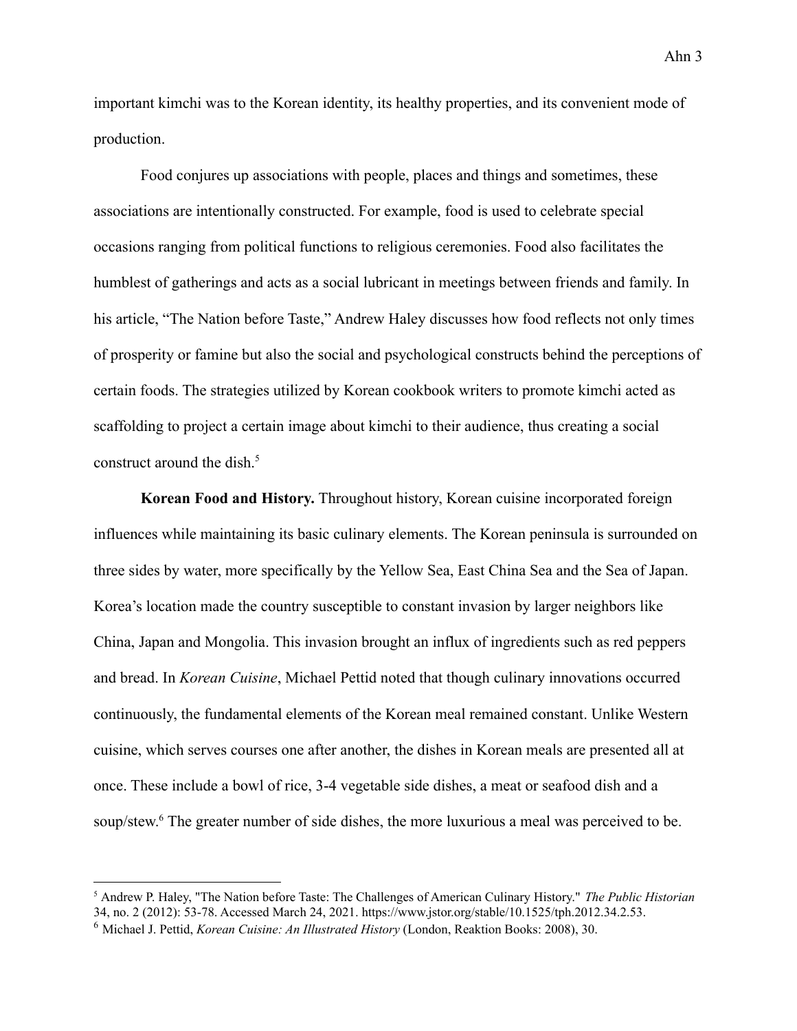important kimchi was to the Korean identity, its healthy properties, and its convenient mode of production.

Food conjures up associations with people, places and things and sometimes, these associations are intentionally constructed. For example, food is used to celebrate special occasions ranging from political functions to religious ceremonies. Food also facilitates the humblest of gatherings and acts as a social lubricant in meetings between friends and family. In his article, "The Nation before Taste," Andrew Haley discusses how food reflects not only times of prosperity or famine but also the social and psychological constructs behind the perceptions of certain foods. The strategies utilized by Korean cookbook writers to promote kimchi acted as scaffolding to project a certain image about kimchi to their audience, thus creating a social construct around the dish.[5]

**Korean Food and History.** Throughout history, Korean cuisine incorporated foreign influences while maintaining its basic culinary elements. The Korean peninsula is surrounded on three sides by water, more specifically by the Yellow Sea, East China Sea and the Sea of Japan. Korea's location made the country susceptible to constant invasion by larger neighbors like China, Japan and Mongolia. This invasion brought an influx of ingredients such as red peppers and bread. In *Korean Cuisine*, Michael Pettid noted that though culinary innovations occurred continuously, the fundamental elements of the Korean meal remained constant. Unlike Western cuisine, which serves courses one after another, the dishes in Korean meals are presented all at once. These include a bowl of rice, 3-4 vegetable side dishes, a meat or seafood dish and a soup/stew.[6] The greater number of side dishes, the more luxurious a meal was perceived to be.

---

[5] Andrew P. Haley, "The Nation before Taste: The Challenges of American Culinary History." *The Public Historian* 34, no. 2 (2012): 53-78. Accessed March 24, 2021. https://www.jstor.org/stable/10.1525/tph.2012.34.2.53.

[6] Michael J. Pettid, *Korean Cuisine: An Illustrated History* (London, Reaktion Books: 2008), 30.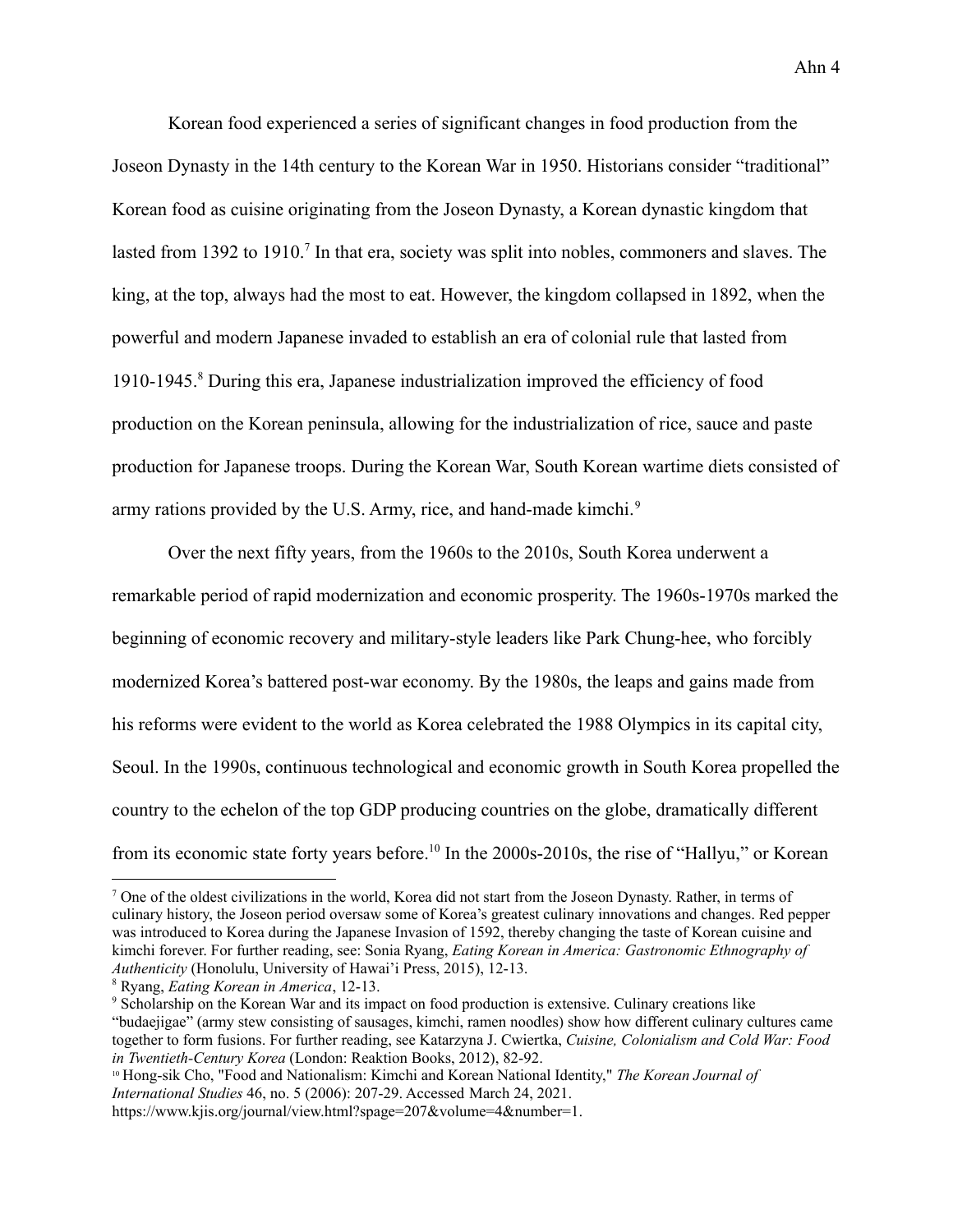Korean food experienced a series of significant changes in food production from the Joseon Dynasty in the 14th century to the Korean War in 1950. Historians consider "traditional" Korean food as cuisine originating from the Joseon Dynasty, a Korean dynastic kingdom that lasted from 1392 to 1910.[7] In that era, society was split into nobles, commoners and slaves. The king, at the top, always had the most to eat. However, the kingdom collapsed in 1892, when the powerful and modern Japanese invaded to establish an era of colonial rule that lasted from 1910-1945.[8] During this era, Japanese industrialization improved the efficiency of food production on the Korean peninsula, allowing for the industrialization of rice, sauce and paste production for Japanese troops. During the Korean War, South Korean wartime diets consisted of army rations provided by the U.S. Army, rice, and hand-made kimchi.[9]

Over the next fifty years, from the 1960s to the 2010s, South Korea underwent a remarkable period of rapid modernization and economic prosperity. The 1960s-1970s marked the beginning of economic recovery and military-style leaders like Park Chung-hee, who forcibly modernized Korea's battered post-war economy. By the 1980s, the leaps and gains made from his reforms were evident to the world as Korea celebrated the 1988 Olympics in its capital city, Seoul. In the 1990s, continuous technological and economic growth in South Korea propelled the country to the echelon of the top GDP producing countries on the globe, dramatically different from its economic state forty years before.[10] In the 2000s-2010s, the rise of "Hallyu," or Korean

---

[7] One of the oldest civilizations in the world, Korea did not start from the Joseon Dynasty. Rather, in terms of culinary history, the Joseon period oversaw some of Korea's greatest culinary innovations and changes. Red pepper was introduced to Korea during the Japanese Invasion of 1592, thereby changing the taste of Korean cuisine and kimchi forever. For further reading, see: Sonia Ryang, *Eating Korean in America: Gastronomic Ethnography of Authenticity* (Honolulu, University of Hawai'i Press, 2015), 12-13.

[8] Ryang, *Eating Korean in America*, 12-13.

[9] Scholarship on the Korean War and its impact on food production is extensive. Culinary creations like "budaejigae" (army stew consisting of sausages, kimchi, ramen noodles) show how different culinary cultures came together to form fusions. For further reading, see Katarzyna J. Cwiertka, *Cuisine, Colonialism and Cold War: Food in Twentieth-Century Korea* (London: Reaktion Books, 2012), 82-92.

[10] Hong-sik Cho, "Food and Nationalism: Kimchi and Korean National Identity," *The Korean Journal of International Studies* 46, no. 5 (2006): 207-29. Accessed March 24, 2021. https://www.kjis.org/journal/view.html?spage=207&volume=4&number=1.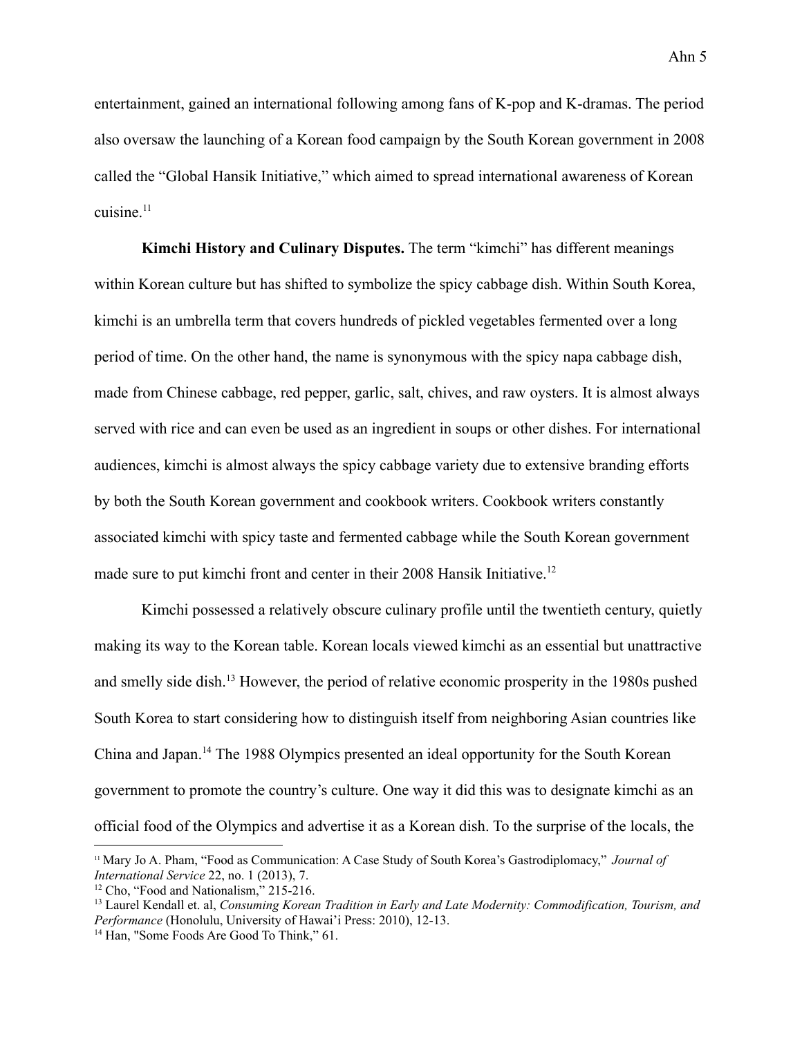entertainment, gained an international following among fans of K-pop and K-dramas. The period also oversaw the launching of a Korean food campaign by the South Korean government in 2008 called the "Global Hansik Initiative," which aimed to spread international awareness of Korean cuisine.[11]

**Kimchi History and Culinary Disputes.** The term "kimchi" has different meanings within Korean culture but has shifted to symbolize the spicy cabbage dish. Within South Korea, kimchi is an umbrella term that covers hundreds of pickled vegetables fermented over a long period of time. On the other hand, the name is synonymous with the spicy napa cabbage dish, made from Chinese cabbage, red pepper, garlic, salt, chives, and raw oysters. It is almost always served with rice and can even be used as an ingredient in soups or other dishes. For international audiences, kimchi is almost always the spicy cabbage variety due to extensive branding efforts by both the South Korean government and cookbook writers. Cookbook writers constantly associated kimchi with spicy taste and fermented cabbage while the South Korean government made sure to put kimchi front and center in their 2008 Hansik Initiative.[12]

Kimchi possessed a relatively obscure culinary profile until the twentieth century, quietly making its way to the Korean table. Korean locals viewed kimchi as an essential but unattractive and smelly side dish.[13] However, the period of relative economic prosperity in the 1980s pushed South Korea to start considering how to distinguish itself from neighboring Asian countries like China and Japan.[14] The 1988 Olympics presented an ideal opportunity for the South Korean government to promote the country's culture. One way it did this was to designate kimchi as an official food of the Olympics and advertise it as a Korean dish. To the surprise of the locals, the

---

[11] Mary Jo A. Pham, "Food as Communication: A Case Study of South Korea's Gastrodiplomacy," *Journal of International Service* 22, no. 1 (2013), 7.

[12] Cho, "Food and Nationalism," 215-216.

[13] Laurel Kendall et. al, *Consuming Korean Tradition in Early and Late Modernity: Commodification, Tourism, and Performance* (Honolulu, University of Hawai'i Press: 2010), 12-13.

[14] Han, "Some Foods Are Good To Think," 61.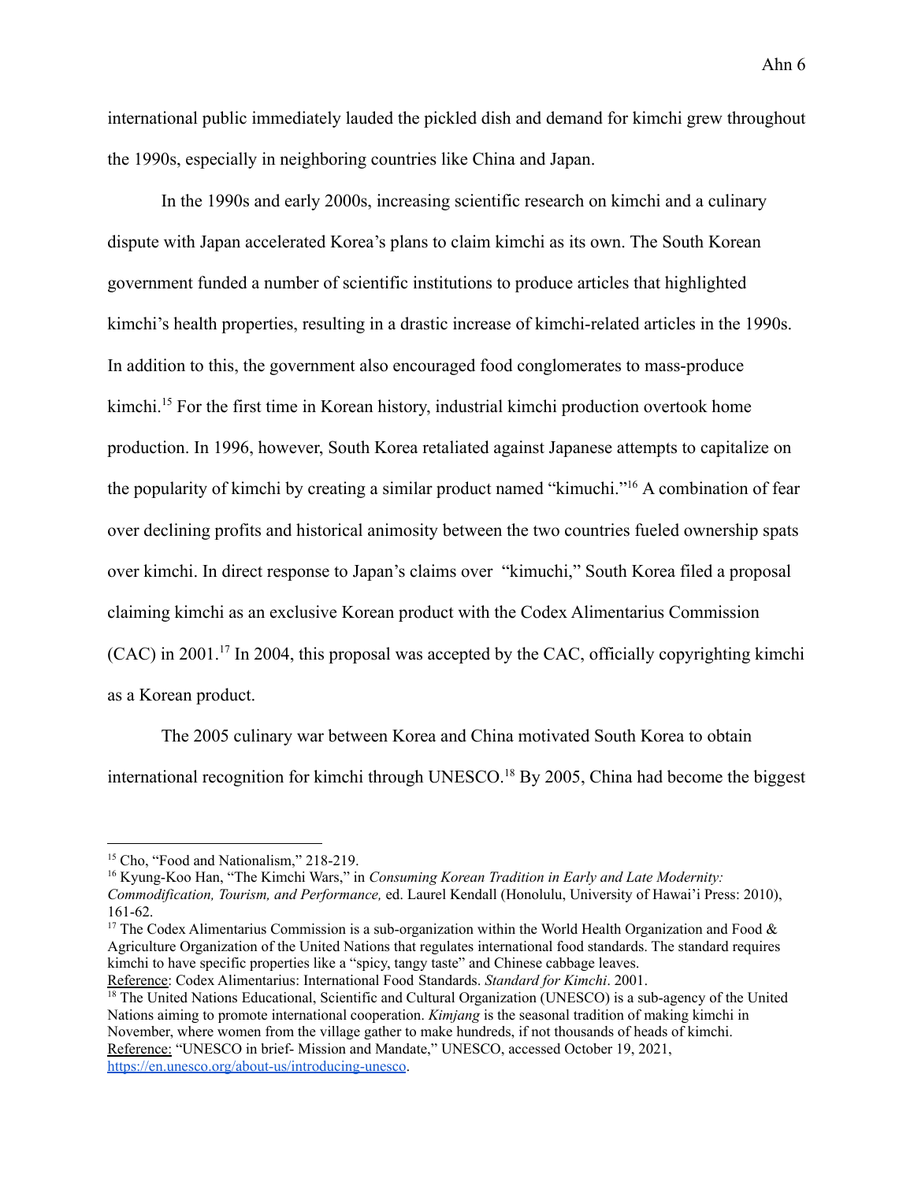international public immediately lauded the pickled dish and demand for kimchi grew throughout the 1990s, especially in neighboring countries like China and Japan.

In the 1990s and early 2000s, increasing scientific research on kimchi and a culinary dispute with Japan accelerated Korea's plans to claim kimchi as its own. The South Korean government funded a number of scientific institutions to produce articles that highlighted kimchi's health properties, resulting in a drastic increase of kimchi-related articles in the 1990s. In addition to this, the government also encouraged food conglomerates to mass-produce kimchi.[15] For the first time in Korean history, industrial kimchi production overtook home production. In 1996, however, South Korea retaliated against Japanese attempts to capitalize on the popularity of kimchi by creating a similar product named "kimuchi."[16] A combination of fear over declining profits and historical animosity between the two countries fueled ownership spats over kimchi. In direct response to Japan's claims over "kimuchi," South Korea filed a proposal claiming kimchi as an exclusive Korean product with the Codex Alimentarius Commission (CAC) in 2001.[17] In 2004, this proposal was accepted by the CAC, officially copyrighting kimchi as a Korean product.

The 2005 culinary war between Korea and China motivated South Korea to obtain international recognition for kimchi through UNESCO.[18] By 2005, China had become the biggest

---

[15] Cho, "Food and Nationalism," 218-219.

[16] Kyung-Koo Han, "The Kimchi Wars," in *Consuming Korean Tradition in Early and Late Modernity: Commodification, Tourism, and Performance,* ed. Laurel Kendall (Honolulu, University of Hawai'i Press: 2010), 161-62.

[17] The Codex Alimentarius Commission is a sub-organization within the World Health Organization and Food & Agriculture Organization of the United Nations that regulates international food standards. The standard requires kimchi to have specific properties like a "spicy, tangy taste" and Chinese cabbage leaves.
Reference: Codex Alimentarius: International Food Standards. *Standard for Kimchi*. 2001.

[18] The United Nations Educational, Scientific and Cultural Organization (UNESCO) is a sub-agency of the United Nations aiming to promote international cooperation. *Kimjang* is the seasonal tradition of making kimchi in November, where women from the village gather to make hundreds, if not thousands of heads of kimchi.
Reference: "UNESCO in brief- Mission and Mandate," UNESCO, accessed October 19, 2021, https://en.unesco.org/about-us/introducing-unesco.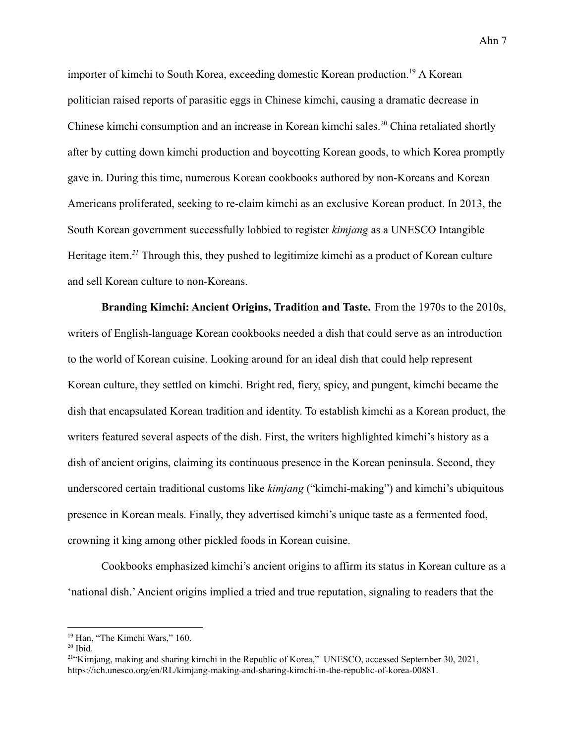importer of kimchi to South Korea, exceeding domestic Korean production.[19] A Korean politician raised reports of parasitic eggs in Chinese kimchi, causing a dramatic decrease in Chinese kimchi consumption and an increase in Korean kimchi sales.[20] China retaliated shortly after by cutting down kimchi production and boycotting Korean goods, to which Korea promptly gave in. During this time, numerous Korean cookbooks authored by non-Koreans and Korean Americans proliferated, seeking to re-claim kimchi as an exclusive Korean product. In 2013, the South Korean government successfully lobbied to register *kimjang* as a UNESCO Intangible Heritage item.[21] Through this, they pushed to legitimize kimchi as a product of Korean culture and sell Korean culture to non-Koreans.

**Branding Kimchi: Ancient Origins, Tradition and Taste.** From the 1970s to the 2010s, writers of English-language Korean cookbooks needed a dish that could serve as an introduction to the world of Korean cuisine. Looking around for an ideal dish that could help represent Korean culture, they settled on kimchi. Bright red, fiery, spicy, and pungent, kimchi became the dish that encapsulated Korean tradition and identity. To establish kimchi as a Korean product, the writers featured several aspects of the dish. First, the writers highlighted kimchi's history as a dish of ancient origins, claiming its continuous presence in the Korean peninsula. Second, they underscored certain traditional customs like *kimjang* ("kimchi-making") and kimchi's ubiquitous presence in Korean meals. Finally, they advertised kimchi's unique taste as a fermented food, crowning it king among other pickled foods in Korean cuisine.

Cookbooks emphasized kimchi's ancient origins to affirm its status in Korean culture as a 'national dish.' Ancient origins implied a tried and true reputation, signaling to readers that the

---

[19] Han, "The Kimchi Wars," 160.

[20] Ibid.

[21] "Kimjang, making and sharing kimchi in the Republic of Korea," UNESCO, accessed September 30, 2021, https://ich.unesco.org/en/RL/kimjang-making-and-sharing-kimchi-in-the-republic-of-korea-00881.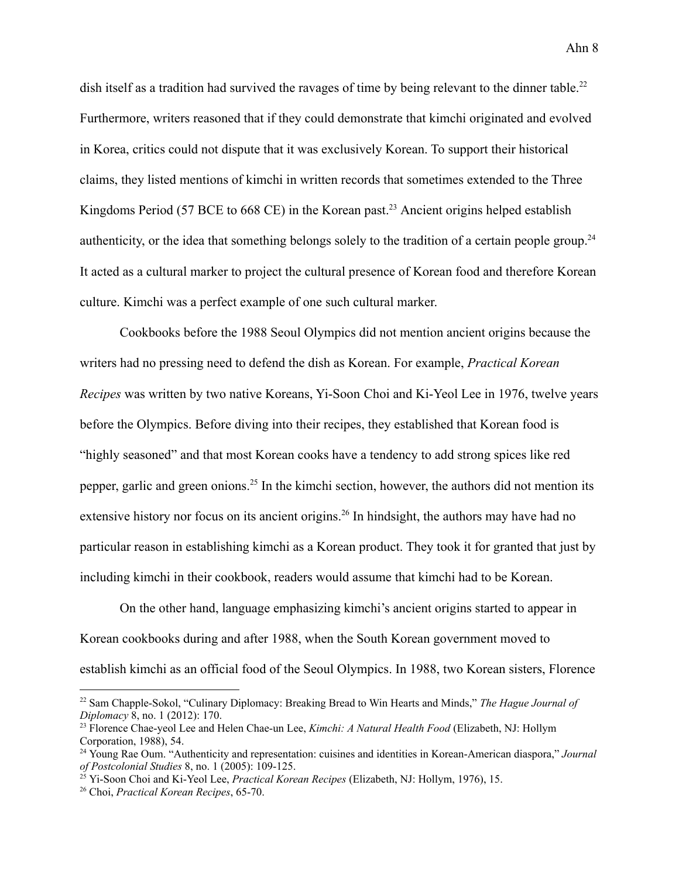dish itself as a tradition had survived the ravages of time by being relevant to the dinner table.[22] Furthermore, writers reasoned that if they could demonstrate that kimchi originated and evolved in Korea, critics could not dispute that it was exclusively Korean. To support their historical claims, they listed mentions of kimchi in written records that sometimes extended to the Three Kingdoms Period (57 BCE to 668 CE) in the Korean past.[23] Ancient origins helped establish authenticity, or the idea that something belongs solely to the tradition of a certain people group.[24] It acted as a cultural marker to project the cultural presence of Korean food and therefore Korean culture. Kimchi was a perfect example of one such cultural marker.

Cookbooks before the 1988 Seoul Olympics did not mention ancient origins because the writers had no pressing need to defend the dish as Korean. For example, *Practical Korean Recipes* was written by two native Koreans, Yi-Soon Choi and Ki-Yeol Lee in 1976, twelve years before the Olympics. Before diving into their recipes, they established that Korean food is "highly seasoned" and that most Korean cooks have a tendency to add strong spices like red pepper, garlic and green onions.[25] In the kimchi section, however, the authors did not mention its extensive history nor focus on its ancient origins.[26] In hindsight, the authors may have had no particular reason in establishing kimchi as a Korean product. They took it for granted that just by including kimchi in their cookbook, readers would assume that kimchi had to be Korean.

On the other hand, language emphasizing kimchi's ancient origins started to appear in Korean cookbooks during and after 1988, when the South Korean government moved to establish kimchi as an official food of the Seoul Olympics. In 1988, two Korean sisters, Florence

---

[22] Sam Chapple-Sokol, "Culinary Diplomacy: Breaking Bread to Win Hearts and Minds," *The Hague Journal of Diplomacy* 8, no. 1 (2012): 170.

[23] Florence Chae-yeol Lee and Helen Chae-un Lee, *Kimchi: A Natural Health Food* (Elizabeth, NJ: Hollym Corporation, 1988), 54.

[24] Young Rae Oum. "Authenticity and representation: cuisines and identities in Korean-American diaspora," *Journal of Postcolonial Studies* 8, no. 1 (2005): 109-125.

[25] Yi-Soon Choi and Ki-Yeol Lee, *Practical Korean Recipes* (Elizabeth, NJ: Hollym, 1976), 15.

[26] Choi, *Practical Korean Recipes*, 65-70.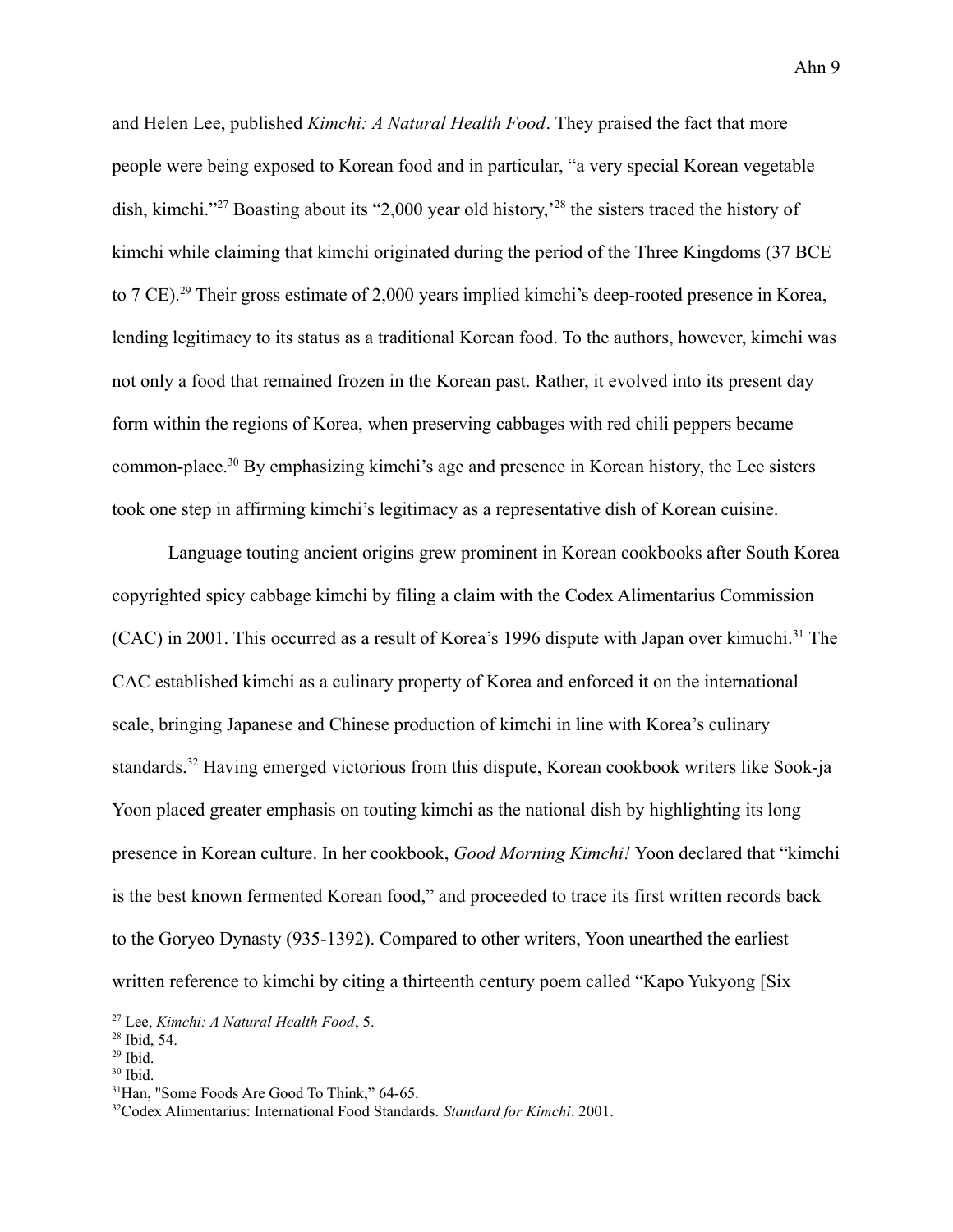and Helen Lee, published *Kimchi: A Natural Health Food*. They praised the fact that more people were being exposed to Korean food and in particular, "a very special Korean vegetable dish, kimchi."[27] Boasting about its "2,000 year old history,'[28] the sisters traced the history of kimchi while claiming that kimchi originated during the period of the Three Kingdoms (37 BCE to 7 CE).[29] Their gross estimate of 2,000 years implied kimchi's deep-rooted presence in Korea, lending legitimacy to its status as a traditional Korean food. To the authors, however, kimchi was not only a food that remained frozen in the Korean past. Rather, it evolved into its present day form within the regions of Korea, when preserving cabbages with red chili peppers became common-place.[30] By emphasizing kimchi's age and presence in Korean history, the Lee sisters took one step in affirming kimchi's legitimacy as a representative dish of Korean cuisine.

Language touting ancient origins grew prominent in Korean cookbooks after South Korea copyrighted spicy cabbage kimchi by filing a claim with the Codex Alimentarius Commission (CAC) in 2001. This occurred as a result of Korea's 1996 dispute with Japan over kimuchi.[31] The CAC established kimchi as a culinary property of Korea and enforced it on the international scale, bringing Japanese and Chinese production of kimchi in line with Korea's culinary standards.[32] Having emerged victorious from this dispute, Korean cookbook writers like Sook-ja Yoon placed greater emphasis on touting kimchi as the national dish by highlighting its long presence in Korean culture. In her cookbook, *Good Morning Kimchi!* Yoon declared that "kimchi is the best known fermented Korean food," and proceeded to trace its first written records back to the Goryeo Dynasty (935-1392). Compared to other writers, Yoon unearthed the earliest written reference to kimchi by citing a thirteenth century poem called "Kapo Yukyong [Six

---

[27] Lee, *Kimchi: A Natural Health Food*, 5.
[28] Ibid, 54.
[29] Ibid.
[30] Ibid.
[31] Han, "Some Foods Are Good To Think," 64-65.
[32] Codex Alimentarius: International Food Standards. *Standard for Kimchi*. 2001.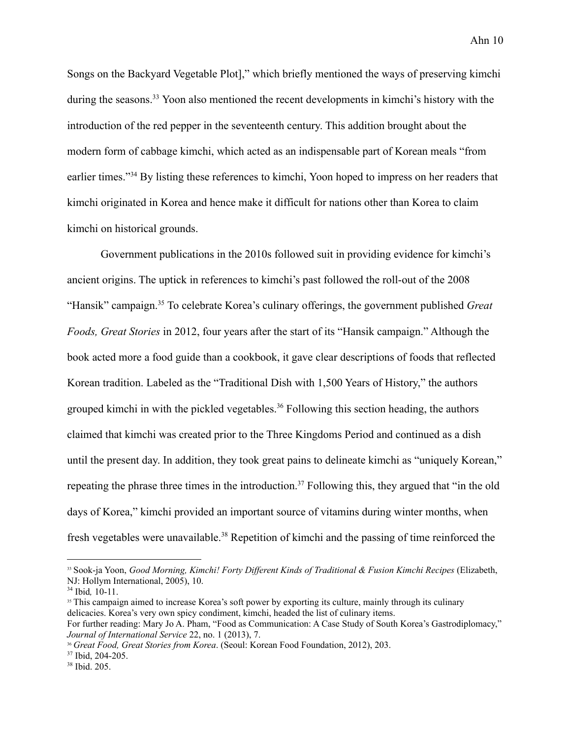Songs on the Backyard Vegetable Plot]," which briefly mentioned the ways of preserving kimchi during the seasons.[33] Yoon also mentioned the recent developments in kimchi's history with the introduction of the red pepper in the seventeenth century. This addition brought about the modern form of cabbage kimchi, which acted as an indispensable part of Korean meals "from earlier times."[34] By listing these references to kimchi, Yoon hoped to impress on her readers that kimchi originated in Korea and hence make it difficult for nations other than Korea to claim kimchi on historical grounds.

Government publications in the 2010s followed suit in providing evidence for kimchi's ancient origins. The uptick in references to kimchi's past followed the roll-out of the 2008 "Hansik" campaign.[35] To celebrate Korea's culinary offerings, the government published *Great Foods, Great Stories* in 2012, four years after the start of its "Hansik campaign." Although the book acted more a food guide than a cookbook, it gave clear descriptions of foods that reflected Korean tradition. Labeled as the "Traditional Dish with 1,500 Years of History," the authors grouped kimchi in with the pickled vegetables.[36] Following this section heading, the authors claimed that kimchi was created prior to the Three Kingdoms Period and continued as a dish until the present day. In addition, they took great pains to delineate kimchi as "uniquely Korean," repeating the phrase three times in the introduction.[37] Following this, they argued that "in the old days of Korea," kimchi provided an important source of vitamins during winter months, when fresh vegetables were unavailable.[38] Repetition of kimchi and the passing of time reinforced the

---

[33] Sook-ja Yoon, *Good Morning, Kimchi! Forty Different Kinds of Traditional & Fusion Kimchi Recipes* (Elizabeth, NJ: Hollym International, 2005), 10.

[34] Ibid*,* 10-11.

[35] This campaign aimed to increase Korea's soft power by exporting its culture, mainly through its culinary delicacies. Korea's very own spicy condiment, kimchi, headed the list of culinary items.
For further reading: Mary Jo A. Pham, "Food as Communication: A Case Study of South Korea's Gastrodiplomacy," *Journal of International Service* 22, no. 1 (2013), 7.

[36] *Great Food, Great Stories from Korea*. (Seoul: Korean Food Foundation, 2012), 203.

[37] Ibid, 204-205.

[38] Ibid. 205.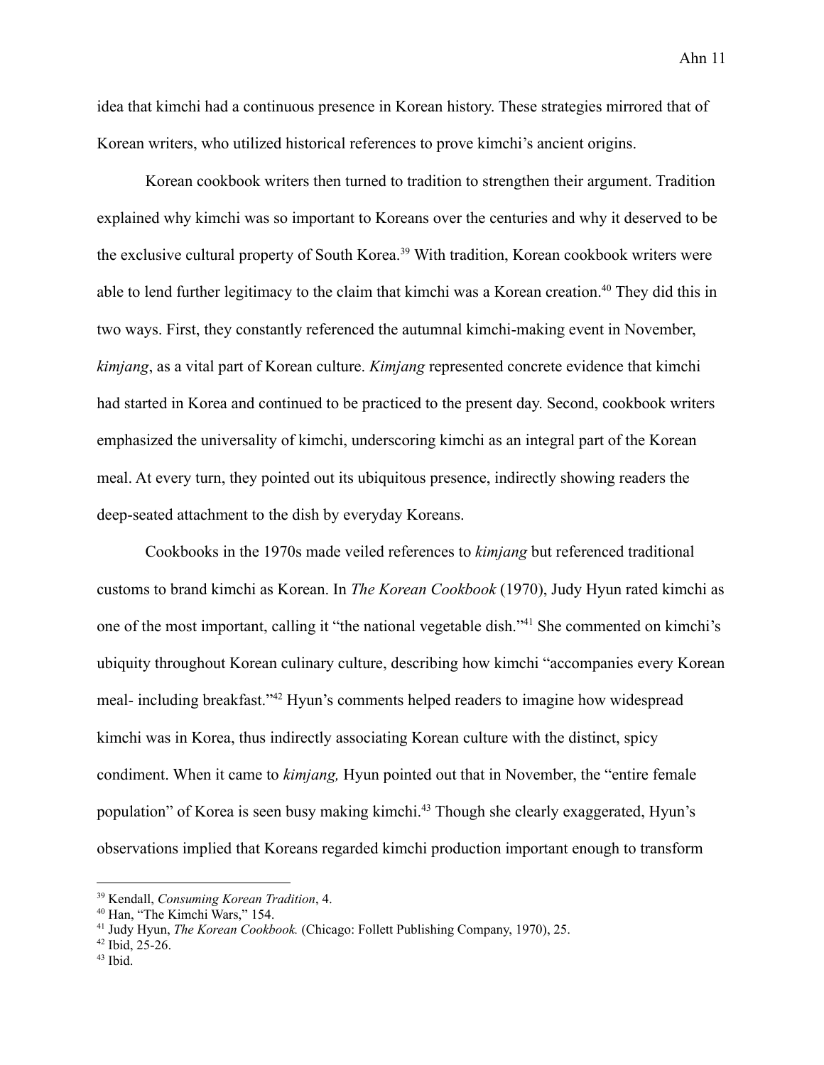idea that kimchi had a continuous presence in Korean history. These strategies mirrored that of Korean writers, who utilized historical references to prove kimchi's ancient origins.

Korean cookbook writers then turned to tradition to strengthen their argument. Tradition explained why kimchi was so important to Koreans over the centuries and why it deserved to be the exclusive cultural property of South Korea.[39] With tradition, Korean cookbook writers were able to lend further legitimacy to the claim that kimchi was a Korean creation.[40] They did this in two ways. First, they constantly referenced the autumnal kimchi-making event in November, *kimjang*, as a vital part of Korean culture. *Kimjang* represented concrete evidence that kimchi had started in Korea and continued to be practiced to the present day. Second, cookbook writers emphasized the universality of kimchi, underscoring kimchi as an integral part of the Korean meal. At every turn, they pointed out its ubiquitous presence, indirectly showing readers the deep-seated attachment to the dish by everyday Koreans.

Cookbooks in the 1970s made veiled references to *kimjang* but referenced traditional customs to brand kimchi as Korean. In *The Korean Cookbook* (1970), Judy Hyun rated kimchi as one of the most important, calling it "the national vegetable dish."[41] She commented on kimchi's ubiquity throughout Korean culinary culture, describing how kimchi "accompanies every Korean meal- including breakfast."[42] Hyun's comments helped readers to imagine how widespread kimchi was in Korea, thus indirectly associating Korean culture with the distinct, spicy condiment. When it came to *kimjang,* Hyun pointed out that in November, the "entire female population" of Korea is seen busy making kimchi.[43] Though she clearly exaggerated, Hyun's observations implied that Koreans regarded kimchi production important enough to transform

---

[39] Kendall, *Consuming Korean Tradition*, 4.

[40] Han, "The Kimchi Wars," 154.

[41] Judy Hyun, *The Korean Cookbook.* (Chicago: Follett Publishing Company, 1970), 25.

[42] Ibid, 25-26.

[43] Ibid.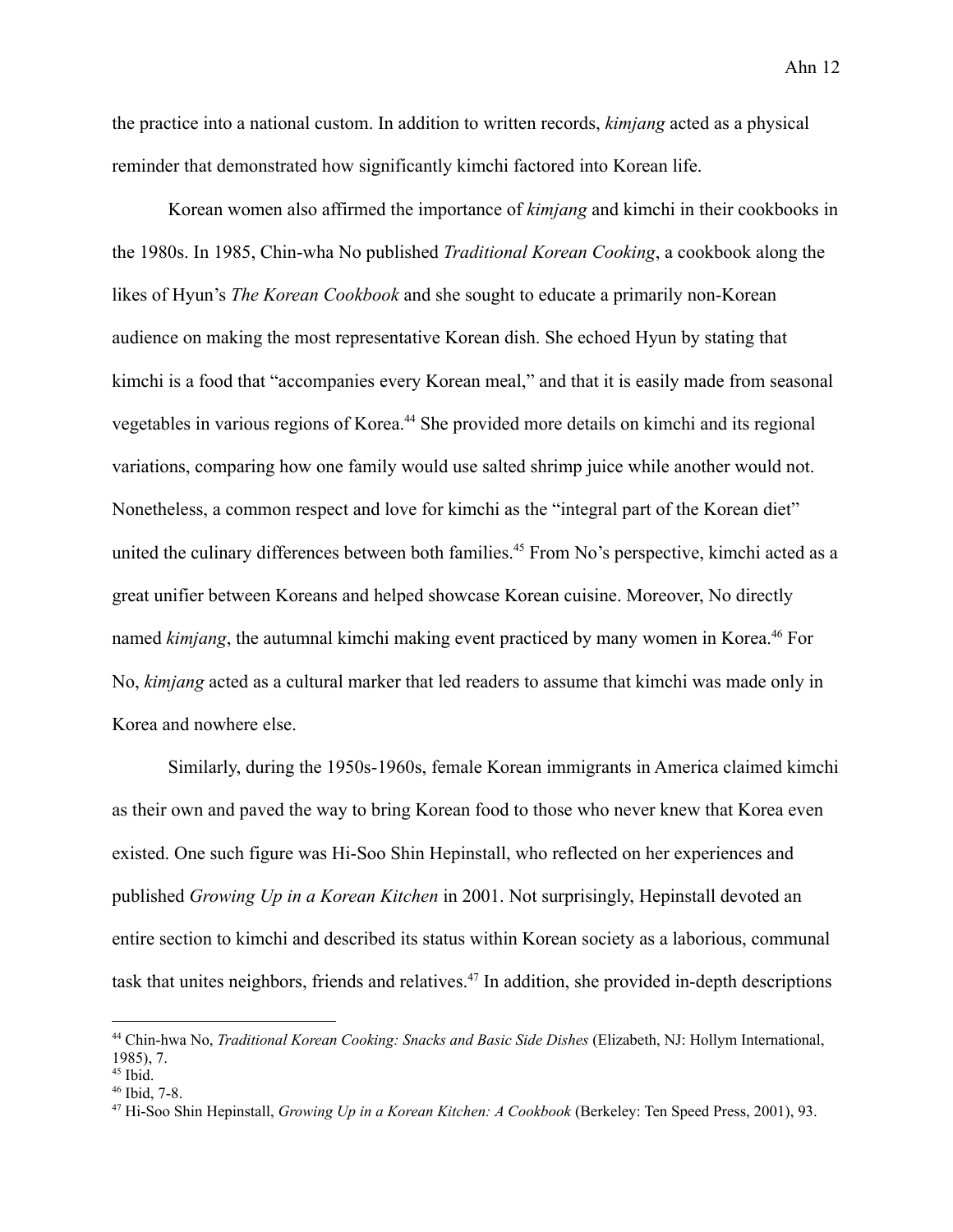the practice into a national custom. In addition to written records, *kimjang* acted as a physical reminder that demonstrated how significantly kimchi factored into Korean life.

Korean women also affirmed the importance of *kimjang* and kimchi in their cookbooks in the 1980s. In 1985, Chin-wha No published *Traditional Korean Cooking*, a cookbook along the likes of Hyun's *The Korean Cookbook* and she sought to educate a primarily non-Korean audience on making the most representative Korean dish. She echoed Hyun by stating that kimchi is a food that "accompanies every Korean meal," and that it is easily made from seasonal vegetables in various regions of Korea.[44] She provided more details on kimchi and its regional variations, comparing how one family would use salted shrimp juice while another would not. Nonetheless, a common respect and love for kimchi as the "integral part of the Korean diet" united the culinary differences between both families.[45] From No's perspective, kimchi acted as a great unifier between Koreans and helped showcase Korean cuisine. Moreover, No directly named *kimjang*, the autumnal kimchi making event practiced by many women in Korea.[46] For No, *kimjang* acted as a cultural marker that led readers to assume that kimchi was made only in Korea and nowhere else.

Similarly, during the 1950s-1960s, female Korean immigrants in America claimed kimchi as their own and paved the way to bring Korean food to those who never knew that Korea even existed. One such figure was Hi-Soo Shin Hepinstall, who reflected on her experiences and published *Growing Up in a Korean Kitchen* in 2001. Not surprisingly, Hepinstall devoted an entire section to kimchi and described its status within Korean society as a laborious, communal task that unites neighbors, friends and relatives.[47] In addition, she provided in-depth descriptions

---

[44] Chin-hwa No, *Traditional Korean Cooking: Snacks and Basic Side Dishes* (Elizabeth, NJ: Hollym International, 1985), 7.

[45] Ibid.

[46] Ibid, 7-8.

[47] Hi-Soo Shin Hepinstall, *Growing Up in a Korean Kitchen: A Cookbook* (Berkeley: Ten Speed Press, 2001), 93.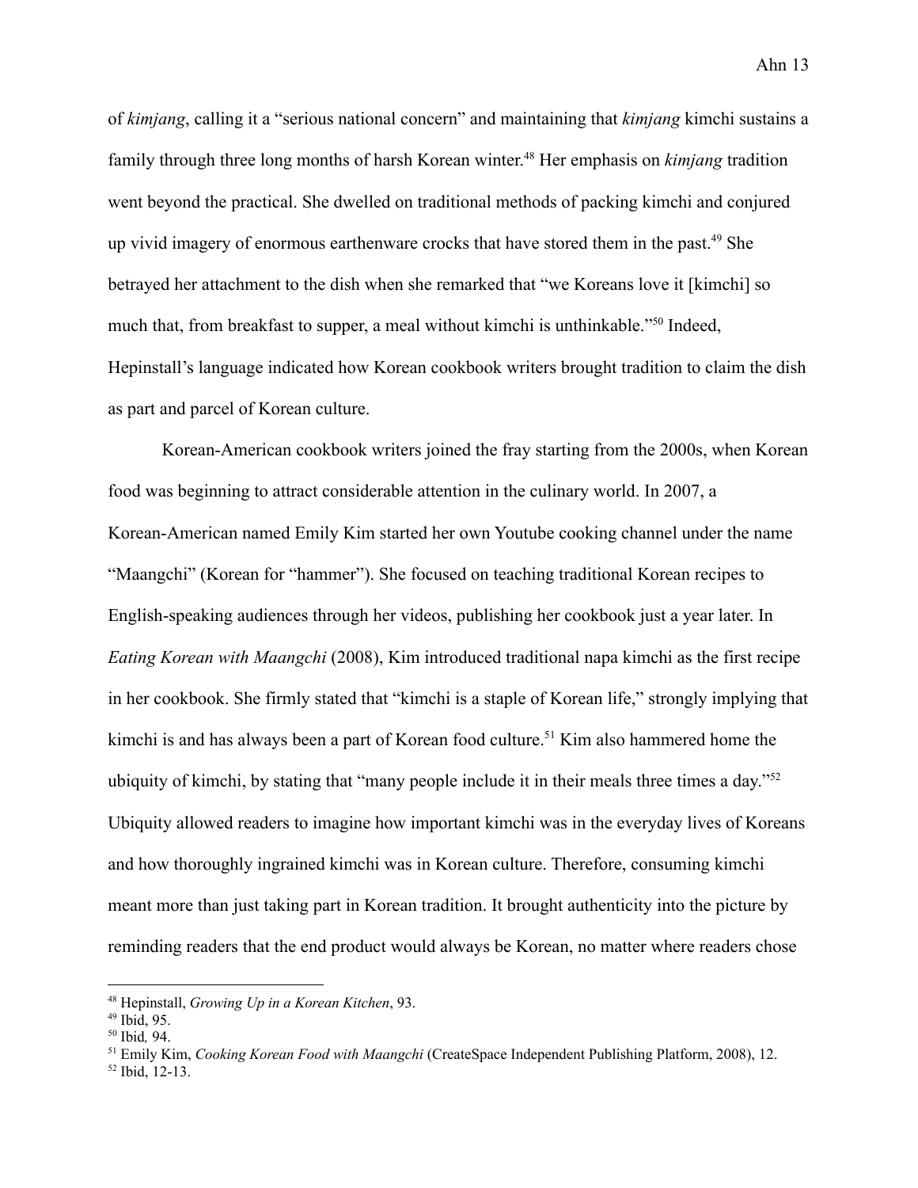of *kimjang*, calling it a "serious national concern" and maintaining that *kimjang* kimchi sustains a family through three long months of harsh Korean winter.[48] Her emphasis on *kimjang* tradition went beyond the practical. She dwelled on traditional methods of packing kimchi and conjured up vivid imagery of enormous earthenware crocks that have stored them in the past.[49] She betrayed her attachment to the dish when she remarked that "we Koreans love it [kimchi] so much that, from breakfast to supper, a meal without kimchi is unthinkable."[50] Indeed, Hepinstall's language indicated how Korean cookbook writers brought tradition to claim the dish as part and parcel of Korean culture.

Korean-American cookbook writers joined the fray starting from the 2000s, when Korean food was beginning to attract considerable attention in the culinary world. In 2007, a Korean-American named Emily Kim started her own Youtube cooking channel under the name "Maangchi" (Korean for "hammer"). She focused on teaching traditional Korean recipes to English-speaking audiences through her videos, publishing her cookbook just a year later. In *Eating Korean with Maangchi* (2008), Kim introduced traditional napa kimchi as the first recipe in her cookbook. She firmly stated that "kimchi is a staple of Korean life," strongly implying that kimchi is and has always been a part of Korean food culture.[51] Kim also hammered home the ubiquity of kimchi, by stating that "many people include it in their meals three times a day."[52] Ubiquity allowed readers to imagine how important kimchi was in the everyday lives of Koreans and how thoroughly ingrained kimchi was in Korean culture. Therefore, consuming kimchi meant more than just taking part in Korean tradition. It brought authenticity into the picture by reminding readers that the end product would always be Korean, no matter where readers chose

---

[48] Hepinstall, *Growing Up in a Korean Kitchen*, 93.

[49] Ibid, 95.

[50] Ibid*,* 94.

[51] Emily Kim, *Cooking Korean Food with Maangchi* (CreateSpace Independent Publishing Platform, 2008), 12.

[52] Ibid, 12-13.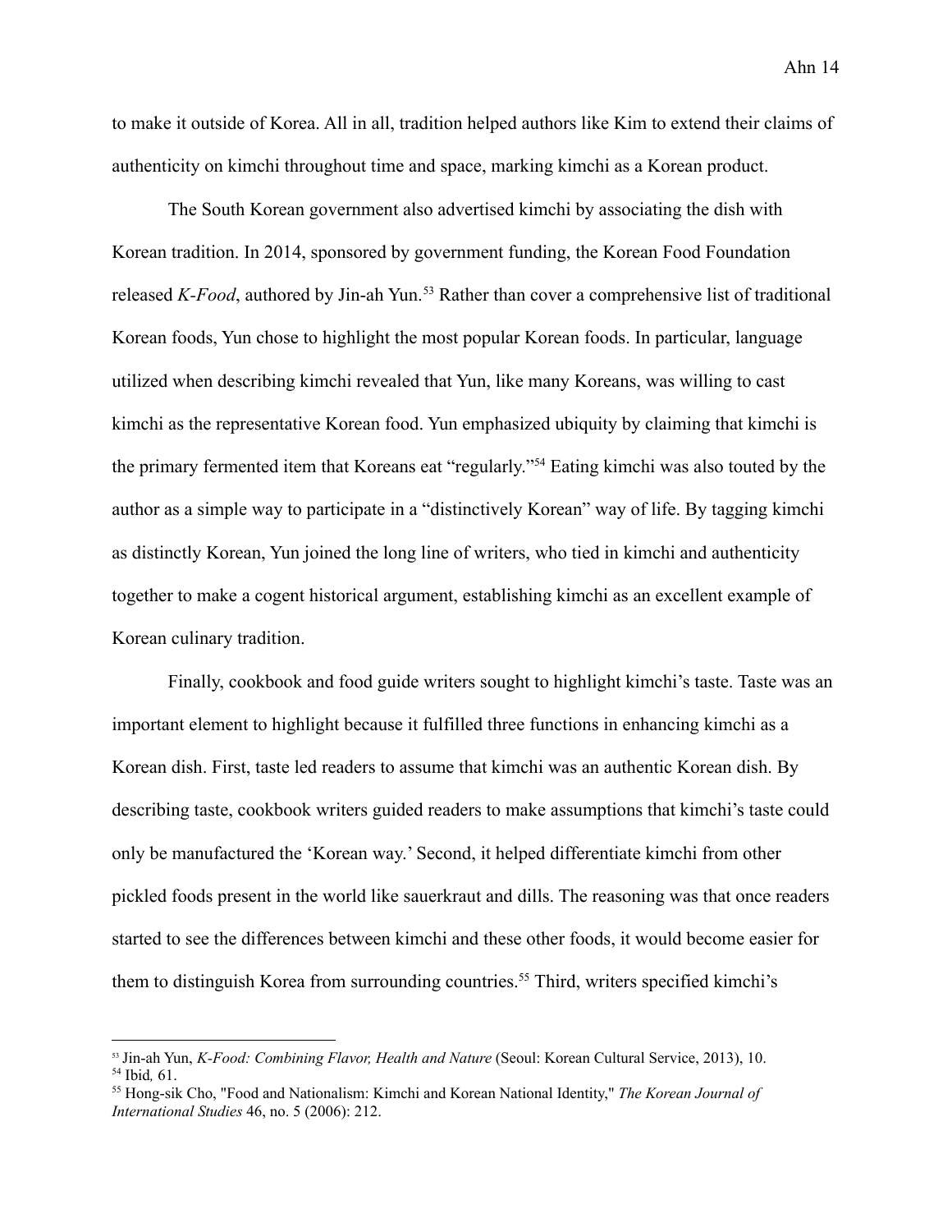to make it outside of Korea. All in all, tradition helped authors like Kim to extend their claims of authenticity on kimchi throughout time and space, marking kimchi as a Korean product.

The South Korean government also advertised kimchi by associating the dish with Korean tradition. In 2014, sponsored by government funding, the Korean Food Foundation released *K-Food*, authored by Jin-ah Yun.[53] Rather than cover a comprehensive list of traditional Korean foods, Yun chose to highlight the most popular Korean foods. In particular, language utilized when describing kimchi revealed that Yun, like many Koreans, was willing to cast kimchi as the representative Korean food. Yun emphasized ubiquity by claiming that kimchi is the primary fermented item that Koreans eat "regularly."[54] Eating kimchi was also touted by the author as a simple way to participate in a "distinctively Korean" way of life. By tagging kimchi as distinctly Korean, Yun joined the long line of writers, who tied in kimchi and authenticity together to make a cogent historical argument, establishing kimchi as an excellent example of Korean culinary tradition.

Finally, cookbook and food guide writers sought to highlight kimchi's taste. Taste was an important element to highlight because it fulfilled three functions in enhancing kimchi as a Korean dish. First, taste led readers to assume that kimchi was an authentic Korean dish. By describing taste, cookbook writers guided readers to make assumptions that kimchi's taste could only be manufactured the 'Korean way.' Second, it helped differentiate kimchi from other pickled foods present in the world like sauerkraut and dills. The reasoning was that once readers started to see the differences between kimchi and these other foods, it would become easier for them to distinguish Korea from surrounding countries.[55] Third, writers specified kimchi's

---

[53] Jin-ah Yun, *K-Food: Combining Flavor, Health and Nature* (Seoul: Korean Cultural Service, 2013), 10.

[54] Ibid*,* 61.

[55] Hong-sik Cho, "Food and Nationalism: Kimchi and Korean National Identity," *The Korean Journal of International Studies* 46, no. 5 (2006): 212.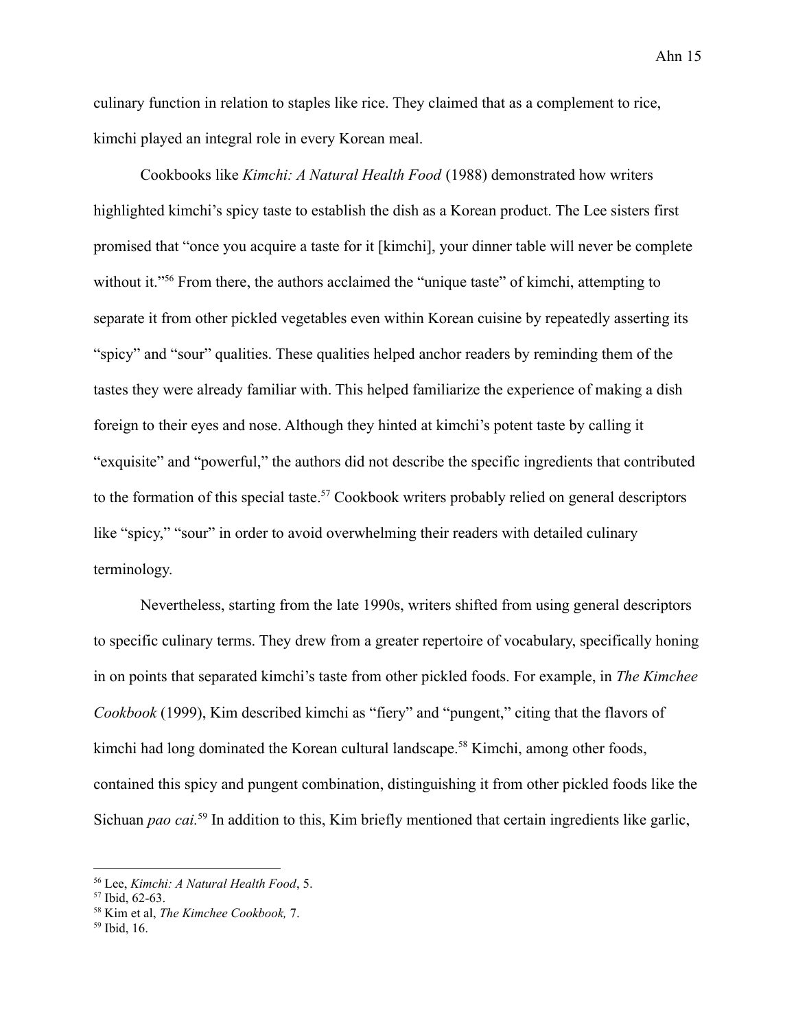culinary function in relation to staples like rice. They claimed that as a complement to rice, kimchi played an integral role in every Korean meal.

Cookbooks like *Kimchi: A Natural Health Food* (1988) demonstrated how writers highlighted kimchi's spicy taste to establish the dish as a Korean product. The Lee sisters first promised that "once you acquire a taste for it [kimchi], your dinner table will never be complete without it."[56] From there, the authors acclaimed the "unique taste" of kimchi, attempting to separate it from other pickled vegetables even within Korean cuisine by repeatedly asserting its "spicy" and "sour" qualities. These qualities helped anchor readers by reminding them of the tastes they were already familiar with. This helped familiarize the experience of making a dish foreign to their eyes and nose. Although they hinted at kimchi's potent taste by calling it "exquisite" and "powerful," the authors did not describe the specific ingredients that contributed to the formation of this special taste.[57] Cookbook writers probably relied on general descriptors like "spicy," "sour" in order to avoid overwhelming their readers with detailed culinary terminology.

Nevertheless, starting from the late 1990s, writers shifted from using general descriptors to specific culinary terms. They drew from a greater repertoire of vocabulary, specifically honing in on points that separated kimchi's taste from other pickled foods. For example, in *The Kimchee Cookbook* (1999), Kim described kimchi as "fiery" and "pungent," citing that the flavors of kimchi had long dominated the Korean cultural landscape.[58] Kimchi, among other foods, contained this spicy and pungent combination, distinguishing it from other pickled foods like the Sichuan *pao cai*.[59] In addition to this, Kim briefly mentioned that certain ingredients like garlic,

---

[56] Lee, *Kimchi: A Natural Health Food*, 5.

[57] Ibid, 62-63.

[58] Kim et al, *The Kimchee Cookbook,* 7.

[59] Ibid, 16.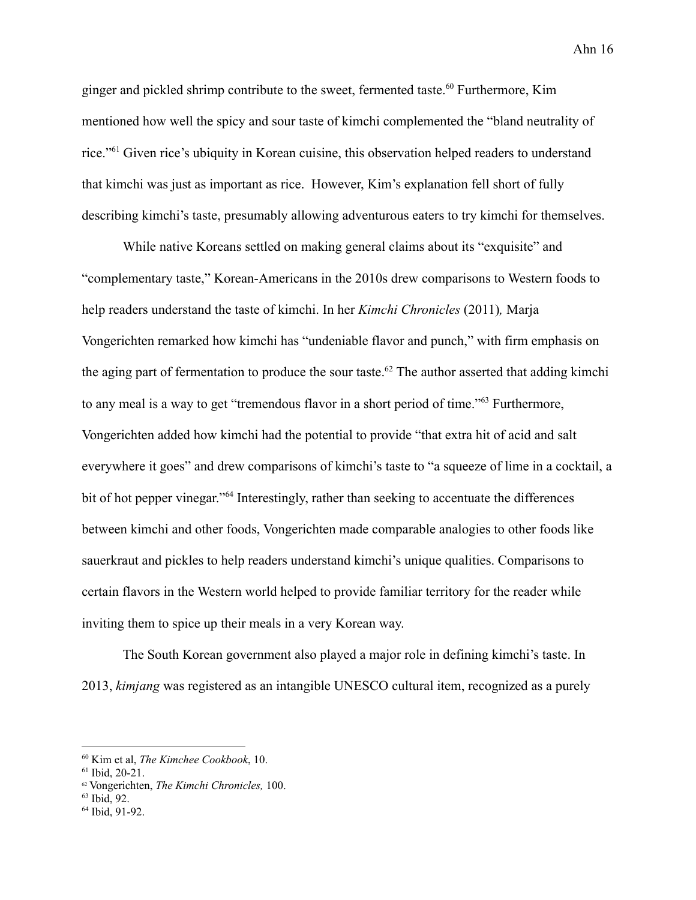ginger and pickled shrimp contribute to the sweet, fermented taste.[60] Furthermore, Kim mentioned how well the spicy and sour taste of kimchi complemented the "bland neutrality of rice."[61] Given rice's ubiquity in Korean cuisine, this observation helped readers to understand that kimchi was just as important as rice. However, Kim's explanation fell short of fully describing kimchi's taste, presumably allowing adventurous eaters to try kimchi for themselves.

While native Koreans settled on making general claims about its "exquisite" and "complementary taste," Korean-Americans in the 2010s drew comparisons to Western foods to help readers understand the taste of kimchi. In her *Kimchi Chronicles* (2011)*,* Marja Vongerichten remarked how kimchi has "undeniable flavor and punch," with firm emphasis on the aging part of fermentation to produce the sour taste.[62] The author asserted that adding kimchi to any meal is a way to get "tremendous flavor in a short period of time."[63] Furthermore, Vongerichten added how kimchi had the potential to provide "that extra hit of acid and salt everywhere it goes" and drew comparisons of kimchi's taste to "a squeeze of lime in a cocktail, a bit of hot pepper vinegar."[64] Interestingly, rather than seeking to accentuate the differences between kimchi and other foods, Vongerichten made comparable analogies to other foods like sauerkraut and pickles to help readers understand kimchi's unique qualities. Comparisons to certain flavors in the Western world helped to provide familiar territory for the reader while inviting them to spice up their meals in a very Korean way.

The South Korean government also played a major role in defining kimchi's taste. In 2013, *kimjang* was registered as an intangible UNESCO cultural item, recognized as a purely

---

[60] Kim et al, *The Kimchee Cookbook*, 10.

[61] Ibid, 20-21.

[62] Vongerichten, *The Kimchi Chronicles,* 100.

[63] Ibid, 92.

[64] Ibid, 91-92.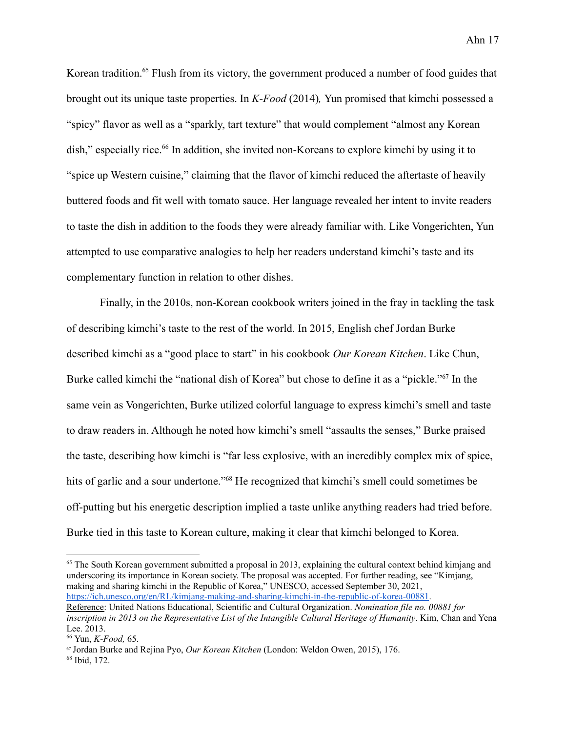Korean tradition.[65] Flush from its victory, the government produced a number of food guides that brought out its unique taste properties. In *K-Food* (2014)*,* Yun promised that kimchi possessed a "spicy" flavor as well as a "sparkly, tart texture" that would complement "almost any Korean dish," especially rice.[66] In addition, she invited non-Koreans to explore kimchi by using it to "spice up Western cuisine," claiming that the flavor of kimchi reduced the aftertaste of heavily buttered foods and fit well with tomato sauce. Her language revealed her intent to invite readers to taste the dish in addition to the foods they were already familiar with. Like Vongerichten, Yun attempted to use comparative analogies to help her readers understand kimchi's taste and its complementary function in relation to other dishes.

Finally, in the 2010s, non-Korean cookbook writers joined in the fray in tackling the task of describing kimchi's taste to the rest of the world. In 2015, English chef Jordan Burke described kimchi as a "good place to start" in his cookbook *Our Korean Kitchen*. Like Chun, Burke called kimchi the "national dish of Korea" but chose to define it as a "pickle."[67] In the same vein as Vongerichten, Burke utilized colorful language to express kimchi's smell and taste to draw readers in. Although he noted how kimchi's smell "assaults the senses," Burke praised the taste, describing how kimchi is "far less explosive, with an incredibly complex mix of spice, hits of garlic and a sour undertone."[68] He recognized that kimchi's smell could sometimes be off-putting but his energetic description implied a taste unlike anything readers had tried before. Burke tied in this taste to Korean culture, making it clear that kimchi belonged to Korea.

---

[65] The South Korean government submitted a proposal in 2013, explaining the cultural context behind kimjang and underscoring its importance in Korean society. The proposal was accepted. For further reading, see "Kimjang, making and sharing kimchi in the Republic of Korea," UNESCO, accessed September 30, 2021, https://ich.unesco.org/en/RL/kimjang-making-and-sharing-kimchi-in-the-republic-of-korea-00881.
Reference: United Nations Educational, Scientific and Cultural Organization. *Nomination file no. 00881 for inscription in 2013 on the Representative List of the Intangible Cultural Heritage of Humanity*. Kim, Chan and Yena Lee. 2013.

[66] Yun, *K-Food,* 65.

[67] Jordan Burke and Rejina Pyo, *Our Korean Kitchen* (London: Weldon Owen, 2015), 176.

[68] Ibid, 172.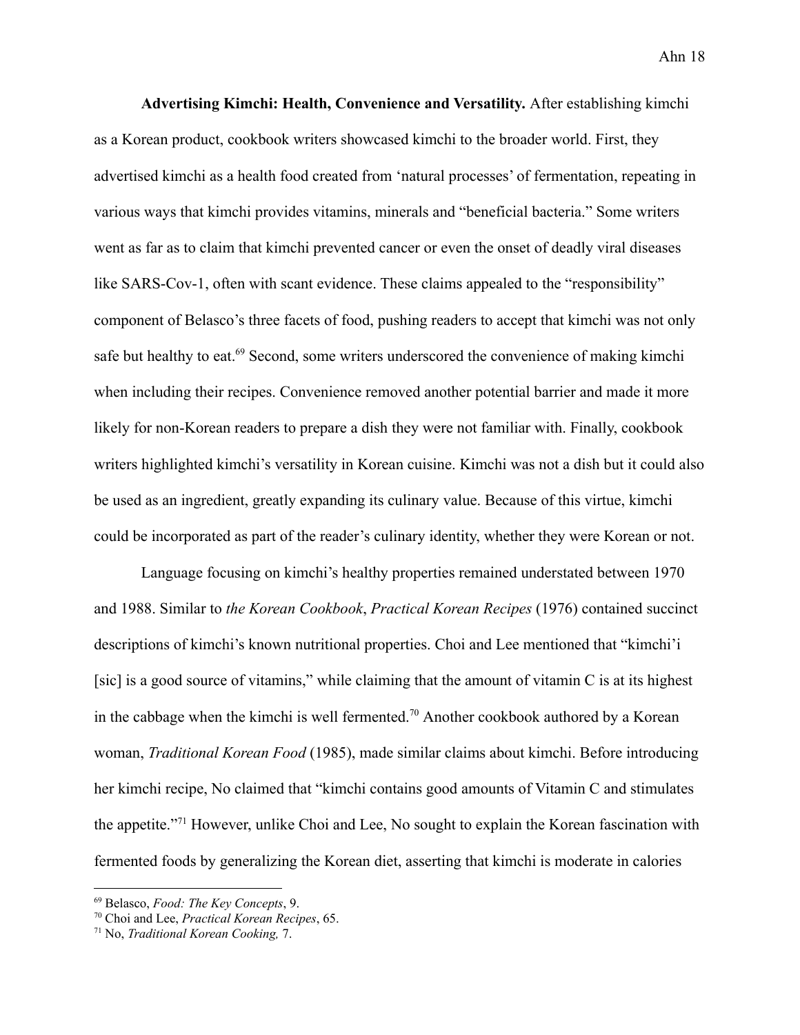**Advertising Kimchi: Health, Convenience and Versatility.** After establishing kimchi as a Korean product, cookbook writers showcased kimchi to the broader world. First, they advertised kimchi as a health food created from 'natural processes' of fermentation, repeating in various ways that kimchi provides vitamins, minerals and "beneficial bacteria." Some writers went as far as to claim that kimchi prevented cancer or even the onset of deadly viral diseases like SARS-Cov-1, often with scant evidence. These claims appealed to the "responsibility" component of Belasco's three facets of food, pushing readers to accept that kimchi was not only safe but healthy to eat.[69] Second, some writers underscored the convenience of making kimchi when including their recipes. Convenience removed another potential barrier and made it more likely for non-Korean readers to prepare a dish they were not familiar with. Finally, cookbook writers highlighted kimchi's versatility in Korean cuisine. Kimchi was not a dish but it could also be used as an ingredient, greatly expanding its culinary value. Because of this virtue, kimchi could be incorporated as part of the reader's culinary identity, whether they were Korean or not.

Language focusing on kimchi's healthy properties remained understated between 1970 and 1988. Similar to *the Korean Cookbook*, *Practical Korean Recipes* (1976) contained succinct descriptions of kimchi's known nutritional properties. Choi and Lee mentioned that "kimchi'i [sic] is a good source of vitamins," while claiming that the amount of vitamin C is at its highest in the cabbage when the kimchi is well fermented.[70] Another cookbook authored by a Korean woman, *Traditional Korean Food* (1985), made similar claims about kimchi. Before introducing her kimchi recipe, No claimed that "kimchi contains good amounts of Vitamin C and stimulates the appetite."[71] However, unlike Choi and Lee, No sought to explain the Korean fascination with fermented foods by generalizing the Korean diet, asserting that kimchi is moderate in calories

---

[69] Belasco, *Food: The Key Concepts*, 9.

[70] Choi and Lee, *Practical Korean Recipes*, 65.

[71] No, *Traditional Korean Cooking,* 7.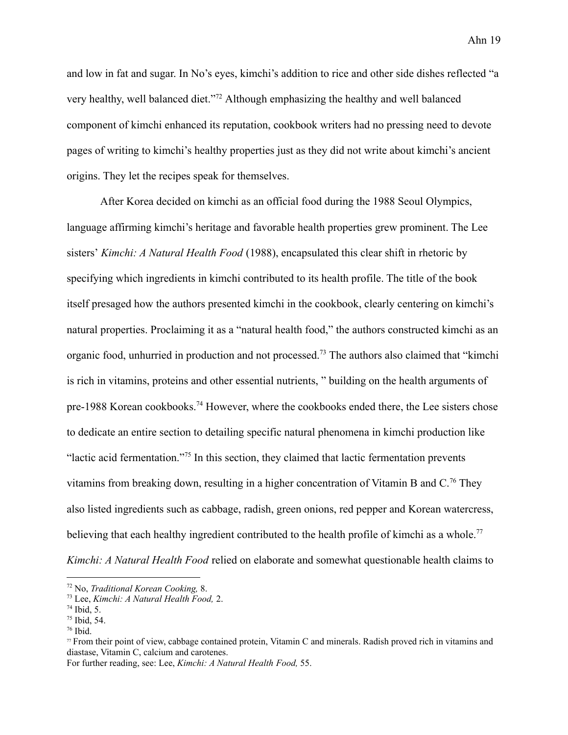and low in fat and sugar. In No's eyes, kimchi's addition to rice and other side dishes reflected "a very healthy, well balanced diet."[72] Although emphasizing the healthy and well balanced component of kimchi enhanced its reputation, cookbook writers had no pressing need to devote pages of writing to kimchi's healthy properties just as they did not write about kimchi's ancient origins. They let the recipes speak for themselves.

After Korea decided on kimchi as an official food during the 1988 Seoul Olympics, language affirming kimchi's heritage and favorable health properties grew prominent. The Lee sisters' *Kimchi: A Natural Health Food* (1988), encapsulated this clear shift in rhetoric by specifying which ingredients in kimchi contributed to its health profile. The title of the book itself presaged how the authors presented kimchi in the cookbook, clearly centering on kimchi's natural properties. Proclaiming it as a "natural health food," the authors constructed kimchi as an organic food, unhurried in production and not processed.[73] The authors also claimed that "kimchi is rich in vitamins, proteins and other essential nutrients, " building on the health arguments of pre-1988 Korean cookbooks.[74] However, where the cookbooks ended there, the Lee sisters chose to dedicate an entire section to detailing specific natural phenomena in kimchi production like "lactic acid fermentation."[75] In this section, they claimed that lactic fermentation prevents vitamins from breaking down, resulting in a higher concentration of Vitamin B and C.[76] They also listed ingredients such as cabbage, radish, green onions, red pepper and Korean watercress, believing that each healthy ingredient contributed to the health profile of kimchi as a whole.[77] *Kimchi: A Natural Health Food* relied on elaborate and somewhat questionable health claims to

---

[72] No, *Traditional Korean Cooking,* 8.

[73] Lee, *Kimchi: A Natural Health Food,* 2.

[74] Ibid, 5.

[75] Ibid, 54.

[76] Ibid.

[77] From their point of view, cabbage contained protein, Vitamin C and minerals. Radish proved rich in vitamins and diastase, Vitamin C, calcium and carotenes.

For further reading, see: Lee, *Kimchi: A Natural Health Food,* 55.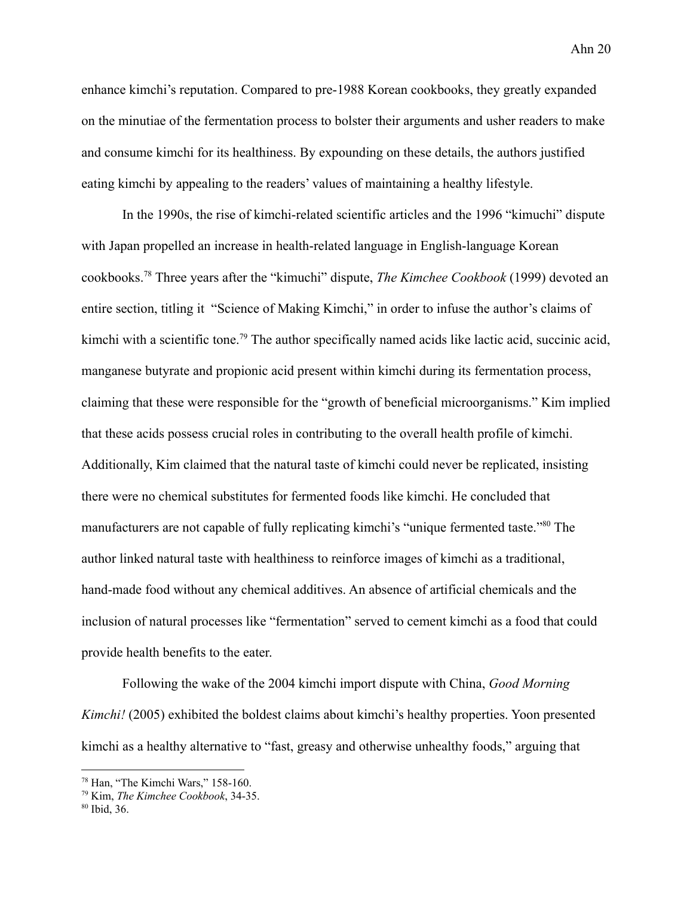enhance kimchi's reputation. Compared to pre-1988 Korean cookbooks, they greatly expanded on the minutiae of the fermentation process to bolster their arguments and usher readers to make and consume kimchi for its healthiness. By expounding on these details, the authors justified eating kimchi by appealing to the readers' values of maintaining a healthy lifestyle.

In the 1990s, the rise of kimchi-related scientific articles and the 1996 "kimuchi" dispute with Japan propelled an increase in health-related language in English-language Korean cookbooks.[78] Three years after the "kimuchi" dispute, *The Kimchee Cookbook* (1999) devoted an entire section, titling it "Science of Making Kimchi," in order to infuse the author's claims of kimchi with a scientific tone.[79] The author specifically named acids like lactic acid, succinic acid, manganese butyrate and propionic acid present within kimchi during its fermentation process, claiming that these were responsible for the "growth of beneficial microorganisms." Kim implied that these acids possess crucial roles in contributing to the overall health profile of kimchi. Additionally, Kim claimed that the natural taste of kimchi could never be replicated, insisting there were no chemical substitutes for fermented foods like kimchi. He concluded that manufacturers are not capable of fully replicating kimchi's "unique fermented taste."[80] The author linked natural taste with healthiness to reinforce images of kimchi as a traditional, hand-made food without any chemical additives. An absence of artificial chemicals and the inclusion of natural processes like "fermentation" served to cement kimchi as a food that could provide health benefits to the eater.

Following the wake of the 2004 kimchi import dispute with China, *Good Morning Kimchi!* (2005) exhibited the boldest claims about kimchi's healthy properties. Yoon presented kimchi as a healthy alternative to "fast, greasy and otherwise unhealthy foods," arguing that

---

[78] Han, "The Kimchi Wars," 158-160.

[79] Kim, *The Kimchee Cookbook*, 34-35.

[80] Ibid, 36.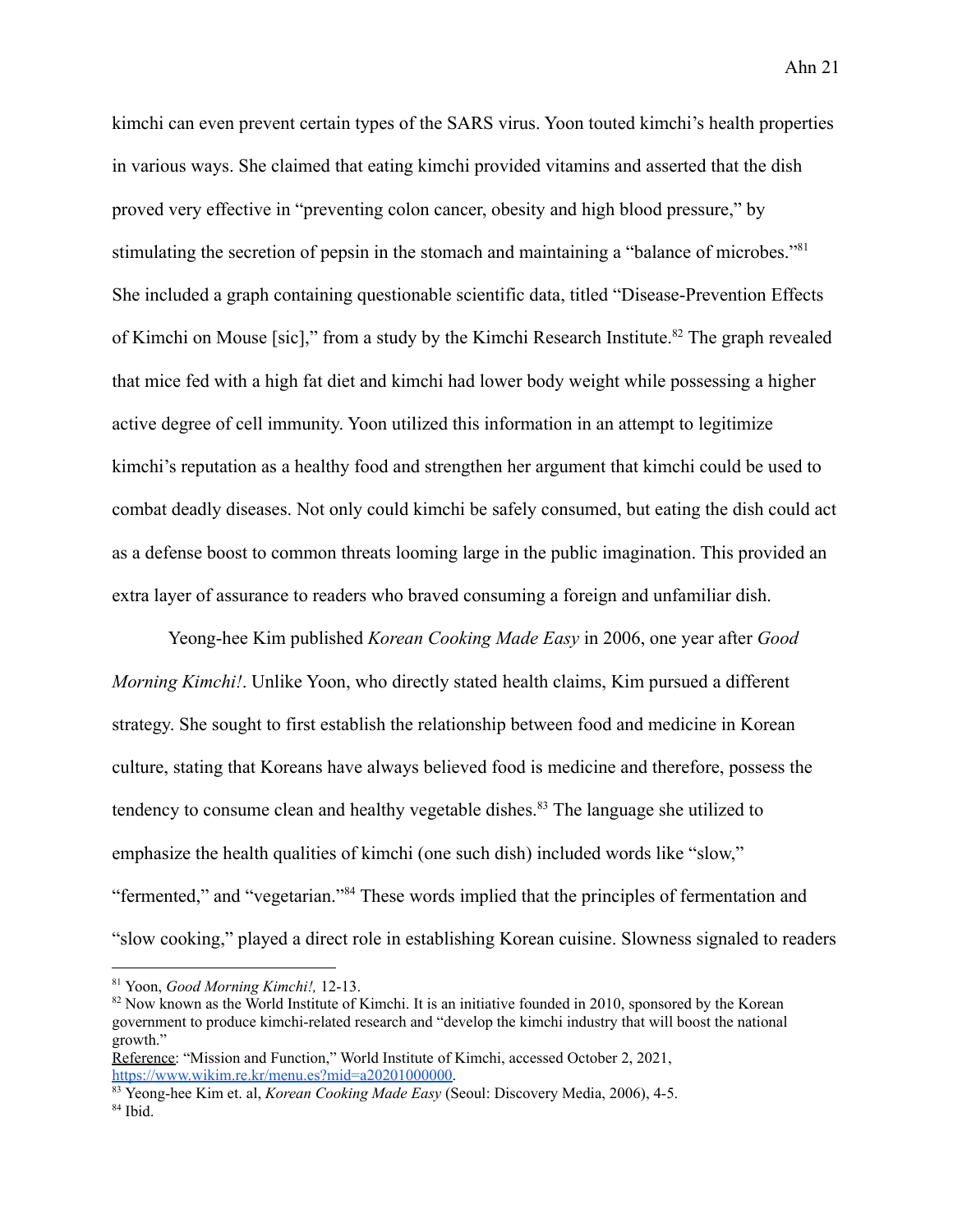kimchi can even prevent certain types of the SARS virus. Yoon touted kimchi's health properties in various ways. She claimed that eating kimchi provided vitamins and asserted that the dish proved very effective in "preventing colon cancer, obesity and high blood pressure," by stimulating the secretion of pepsin in the stomach and maintaining a "balance of microbes."[81] She included a graph containing questionable scientific data, titled "Disease-Prevention Effects of Kimchi on Mouse [sic]," from a study by the Kimchi Research Institute.[82] The graph revealed that mice fed with a high fat diet and kimchi had lower body weight while possessing a higher active degree of cell immunity. Yoon utilized this information in an attempt to legitimize kimchi's reputation as a healthy food and strengthen her argument that kimchi could be used to combat deadly diseases. Not only could kimchi be safely consumed, but eating the dish could act as a defense boost to common threats looming large in the public imagination. This provided an extra layer of assurance to readers who braved consuming a foreign and unfamiliar dish.

Yeong-hee Kim published *Korean Cooking Made Easy* in 2006, one year after *Good Morning Kimchi!*. Unlike Yoon, who directly stated health claims, Kim pursued a different strategy. She sought to first establish the relationship between food and medicine in Korean culture, stating that Koreans have always believed food is medicine and therefore, possess the tendency to consume clean and healthy vegetable dishes.[83] The language she utilized to emphasize the health qualities of kimchi (one such dish) included words like "slow," "fermented," and "vegetarian."[84] These words implied that the principles of fermentation and "slow cooking," played a direct role in establishing Korean cuisine. Slowness signaled to readers

---

[81] Yoon, *Good Morning Kimchi!,* 12-13.

[82] Now known as the World Institute of Kimchi. It is an initiative founded in 2010, sponsored by the Korean government to produce kimchi-related research and "develop the kimchi industry that will boost the national growth."
Reference: "Mission and Function," World Institute of Kimchi, accessed October 2, 2021, https://www.wikim.re.kr/menu.es?mid=a20201000000.

[83] Yeong-hee Kim et. al, *Korean Cooking Made Easy* (Seoul: Discovery Media, 2006), 4-5.

[84] Ibid.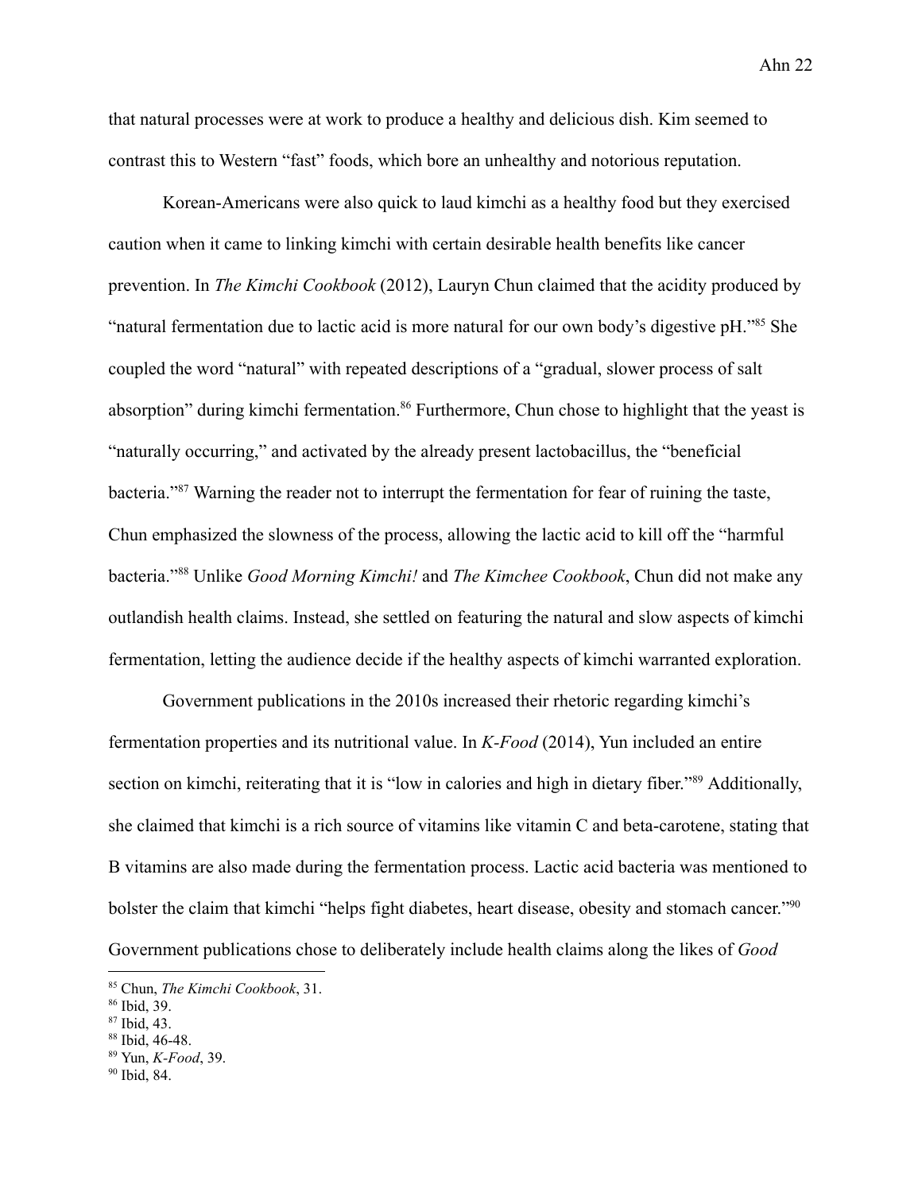that natural processes were at work to produce a healthy and delicious dish. Kim seemed to contrast this to Western "fast" foods, which bore an unhealthy and notorious reputation.

Korean-Americans were also quick to laud kimchi as a healthy food but they exercised caution when it came to linking kimchi with certain desirable health benefits like cancer prevention. In *The Kimchi Cookbook* (2012), Lauryn Chun claimed that the acidity produced by "natural fermentation due to lactic acid is more natural for our own body's digestive pH."[85] She coupled the word "natural" with repeated descriptions of a "gradual, slower process of salt absorption" during kimchi fermentation.[86] Furthermore, Chun chose to highlight that the yeast is "naturally occurring," and activated by the already present lactobacillus, the "beneficial bacteria."[87] Warning the reader not to interrupt the fermentation for fear of ruining the taste, Chun emphasized the slowness of the process, allowing the lactic acid to kill off the "harmful bacteria."[88] Unlike *Good Morning Kimchi!* and *The Kimchee Cookbook*, Chun did not make any outlandish health claims. Instead, she settled on featuring the natural and slow aspects of kimchi fermentation, letting the audience decide if the healthy aspects of kimchi warranted exploration.

Government publications in the 2010s increased their rhetoric regarding kimchi's fermentation properties and its nutritional value. In *K-Food* (2014), Yun included an entire section on kimchi, reiterating that it is "low in calories and high in dietary fiber."[89] Additionally, she claimed that kimchi is a rich source of vitamins like vitamin C and beta-carotene, stating that B vitamins are also made during the fermentation process. Lactic acid bacteria was mentioned to bolster the claim that kimchi "helps fight diabetes, heart disease, obesity and stomach cancer."[90] Government publications chose to deliberately include health claims along the likes of *Good*

---

[85] Chun, *The Kimchi Cookbook*, 31.

[86] Ibid, 39.

[87] Ibid, 43.

[88] Ibid, 46-48.

[89] Yun, *K-Food*, 39.

[90] Ibid, 84.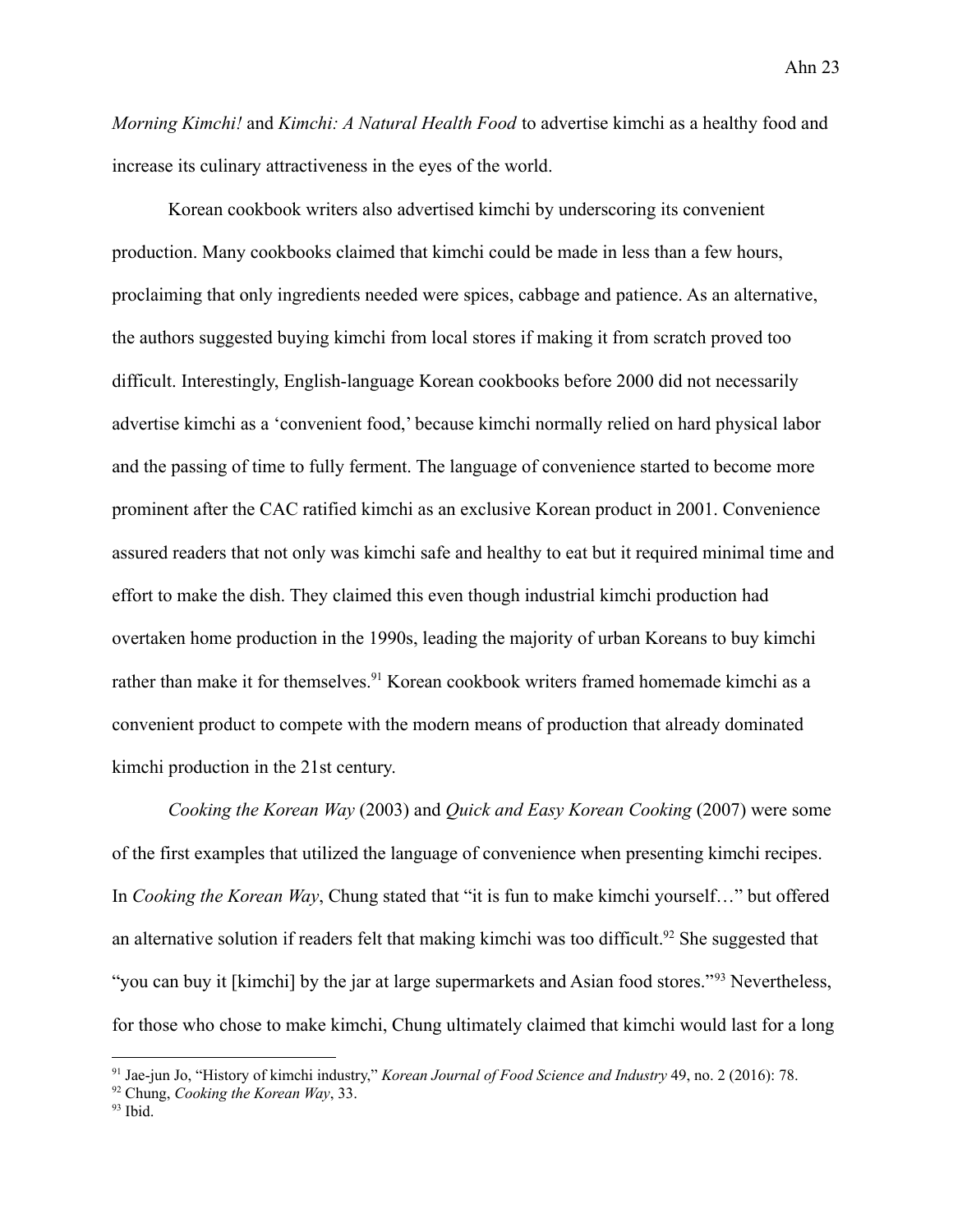*Morning Kimchi!* and *Kimchi: A Natural Health Food* to advertise kimchi as a healthy food and increase its culinary attractiveness in the eyes of the world.

Korean cookbook writers also advertised kimchi by underscoring its convenient production. Many cookbooks claimed that kimchi could be made in less than a few hours, proclaiming that only ingredients needed were spices, cabbage and patience. As an alternative, the authors suggested buying kimchi from local stores if making it from scratch proved too difficult. Interestingly, English-language Korean cookbooks before 2000 did not necessarily advertise kimchi as a 'convenient food,' because kimchi normally relied on hard physical labor and the passing of time to fully ferment. The language of convenience started to become more prominent after the CAC ratified kimchi as an exclusive Korean product in 2001. Convenience assured readers that not only was kimchi safe and healthy to eat but it required minimal time and effort to make the dish. They claimed this even though industrial kimchi production had overtaken home production in the 1990s, leading the majority of urban Koreans to buy kimchi rather than make it for themselves.[91] Korean cookbook writers framed homemade kimchi as a convenient product to compete with the modern means of production that already dominated kimchi production in the 21st century.

*Cooking the Korean Way* (2003) and *Quick and Easy Korean Cooking* (2007) were some of the first examples that utilized the language of convenience when presenting kimchi recipes. In *Cooking the Korean Way*, Chung stated that "it is fun to make kimchi yourself…" but offered an alternative solution if readers felt that making kimchi was too difficult.[92] She suggested that "you can buy it [kimchi] by the jar at large supermarkets and Asian food stores."[93] Nevertheless, for those who chose to make kimchi, Chung ultimately claimed that kimchi would last for a long

---

[91] Jae-jun Jo, "History of kimchi industry," *Korean Journal of Food Science and Industry* 49, no. 2 (2016): 78.

[92] Chung, *Cooking the Korean Way*, 33.

[93] Ibid.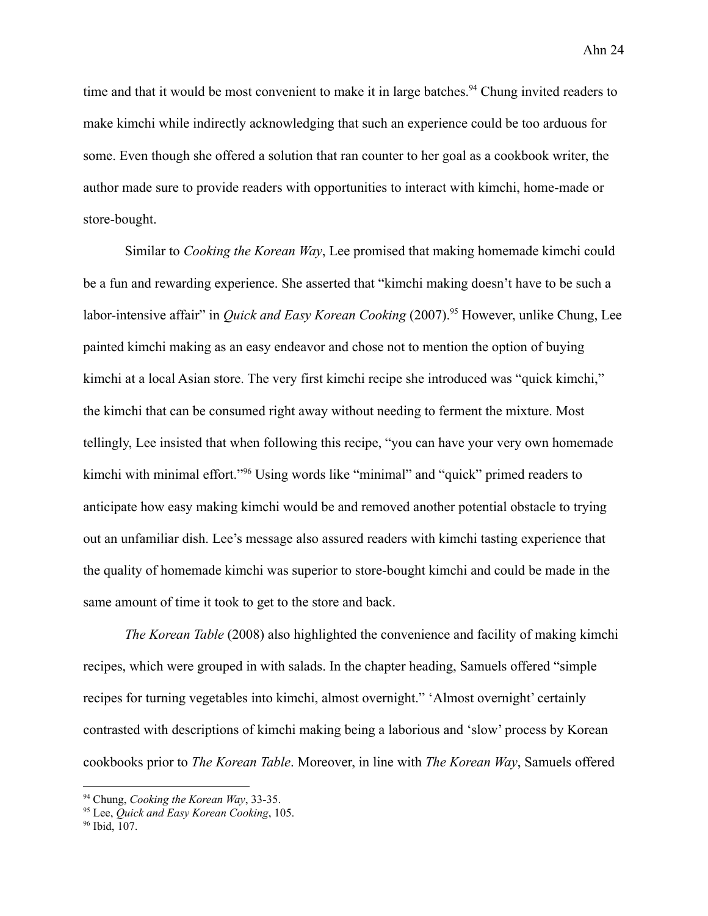time and that it would be most convenient to make it in large batches.[94] Chung invited readers to make kimchi while indirectly acknowledging that such an experience could be too arduous for some. Even though she offered a solution that ran counter to her goal as a cookbook writer, the author made sure to provide readers with opportunities to interact with kimchi, home-made or store-bought.

Similar to *Cooking the Korean Way*, Lee promised that making homemade kimchi could be a fun and rewarding experience. She asserted that "kimchi making doesn't have to be such a labor-intensive affair" in *Quick and Easy Korean Cooking* (2007).[95] However, unlike Chung, Lee painted kimchi making as an easy endeavor and chose not to mention the option of buying kimchi at a local Asian store. The very first kimchi recipe she introduced was "quick kimchi," the kimchi that can be consumed right away without needing to ferment the mixture. Most tellingly, Lee insisted that when following this recipe, "you can have your very own homemade kimchi with minimal effort."[96] Using words like "minimal" and "quick" primed readers to anticipate how easy making kimchi would be and removed another potential obstacle to trying out an unfamiliar dish. Lee's message also assured readers with kimchi tasting experience that the quality of homemade kimchi was superior to store-bought kimchi and could be made in the same amount of time it took to get to the store and back.

*The Korean Table* (2008) also highlighted the convenience and facility of making kimchi recipes, which were grouped in with salads. In the chapter heading, Samuels offered "simple recipes for turning vegetables into kimchi, almost overnight." 'Almost overnight' certainly contrasted with descriptions of kimchi making being a laborious and 'slow' process by Korean cookbooks prior to *The Korean Table*. Moreover, in line with *The Korean Way*, Samuels offered

---

[94] Chung, *Cooking the Korean Way*, 33-35.

[95] Lee, *Quick and Easy Korean Cooking*, 105.

[96] Ibid, 107.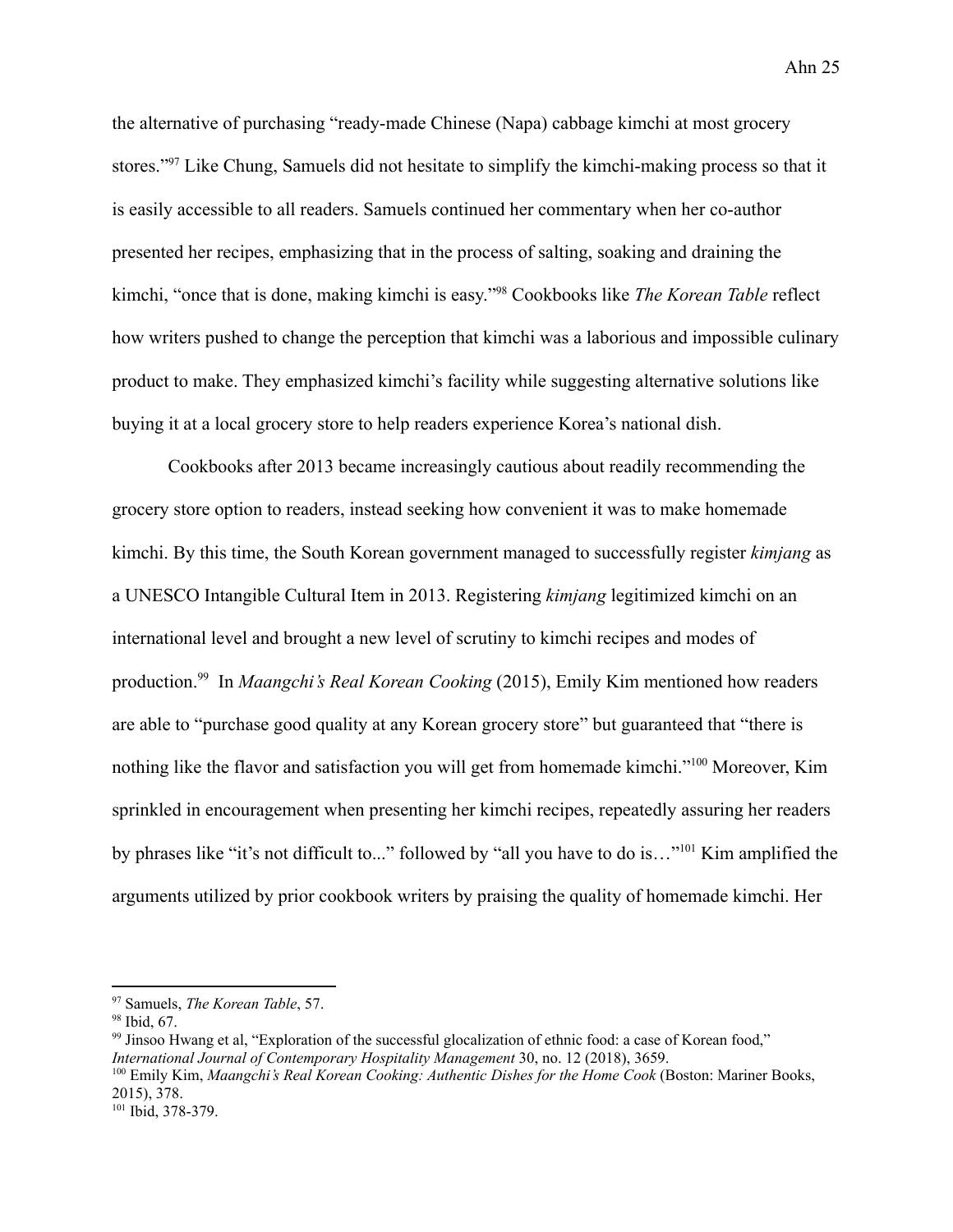the alternative of purchasing "ready-made Chinese (Napa) cabbage kimchi at most grocery stores."[97] Like Chung, Samuels did not hesitate to simplify the kimchi-making process so that it is easily accessible to all readers. Samuels continued her commentary when her co-author presented her recipes, emphasizing that in the process of salting, soaking and draining the kimchi, "once that is done, making kimchi is easy."[98] Cookbooks like *The Korean Table* reflect how writers pushed to change the perception that kimchi was a laborious and impossible culinary product to make. They emphasized kimchi's facility while suggesting alternative solutions like buying it at a local grocery store to help readers experience Korea's national dish.

Cookbooks after 2013 became increasingly cautious about readily recommending the grocery store option to readers, instead seeking how convenient it was to make homemade kimchi. By this time, the South Korean government managed to successfully register *kimjang* as a UNESCO Intangible Cultural Item in 2013. Registering *kimjang* legitimized kimchi on an international level and brought a new level of scrutiny to kimchi recipes and modes of production.[99] In *Maangchi's Real Korean Cooking* (2015), Emily Kim mentioned how readers are able to "purchase good quality at any Korean grocery store" but guaranteed that "there is nothing like the flavor and satisfaction you will get from homemade kimchi."[100] Moreover, Kim sprinkled in encouragement when presenting her kimchi recipes, repeatedly assuring her readers by phrases like "it's not difficult to..." followed by "all you have to do is…"[101] Kim amplified the arguments utilized by prior cookbook writers by praising the quality of homemade kimchi. Her

---

[97] Samuels, *The Korean Table*, 57.

[98] Ibid, 67.

[99] Jinsoo Hwang et al, "Exploration of the successful glocalization of ethnic food: a case of Korean food," *International Journal of Contemporary Hospitality Management* 30, no. 12 (2018), 3659.

[100] Emily Kim, *Maangchi's Real Korean Cooking: Authentic Dishes for the Home Cook* (Boston: Mariner Books, 2015), 378.

[101] Ibid, 378-379.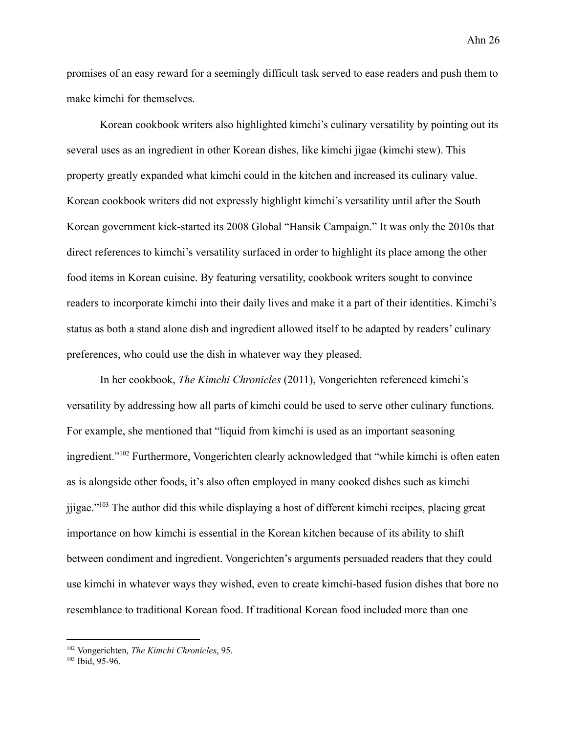promises of an easy reward for a seemingly difficult task served to ease readers and push them to make kimchi for themselves.

Korean cookbook writers also highlighted kimchi's culinary versatility by pointing out its several uses as an ingredient in other Korean dishes, like kimchi jigae (kimchi stew). This property greatly expanded what kimchi could in the kitchen and increased its culinary value. Korean cookbook writers did not expressly highlight kimchi's versatility until after the South Korean government kick-started its 2008 Global "Hansik Campaign." It was only the 2010s that direct references to kimchi's versatility surfaced in order to highlight its place among the other food items in Korean cuisine. By featuring versatility, cookbook writers sought to convince readers to incorporate kimchi into their daily lives and make it a part of their identities. Kimchi's status as both a stand alone dish and ingredient allowed itself to be adapted by readers' culinary preferences, who could use the dish in whatever way they pleased.

In her cookbook, *The Kimchi Chronicles* (2011), Vongerichten referenced kimchi's versatility by addressing how all parts of kimchi could be used to serve other culinary functions. For example, she mentioned that "liquid from kimchi is used as an important seasoning ingredient."[102] Furthermore, Vongerichten clearly acknowledged that "while kimchi is often eaten as is alongside other foods, it's also often employed in many cooked dishes such as kimchi jjigae."[103] The author did this while displaying a host of different kimchi recipes, placing great importance on how kimchi is essential in the Korean kitchen because of its ability to shift between condiment and ingredient. Vongerichten's arguments persuaded readers that they could use kimchi in whatever ways they wished, even to create kimchi-based fusion dishes that bore no resemblance to traditional Korean food. If traditional Korean food included more than one

---

[102] Vongerichten, *The Kimchi Chronicles*, 95.

[103] Ibid, 95-96.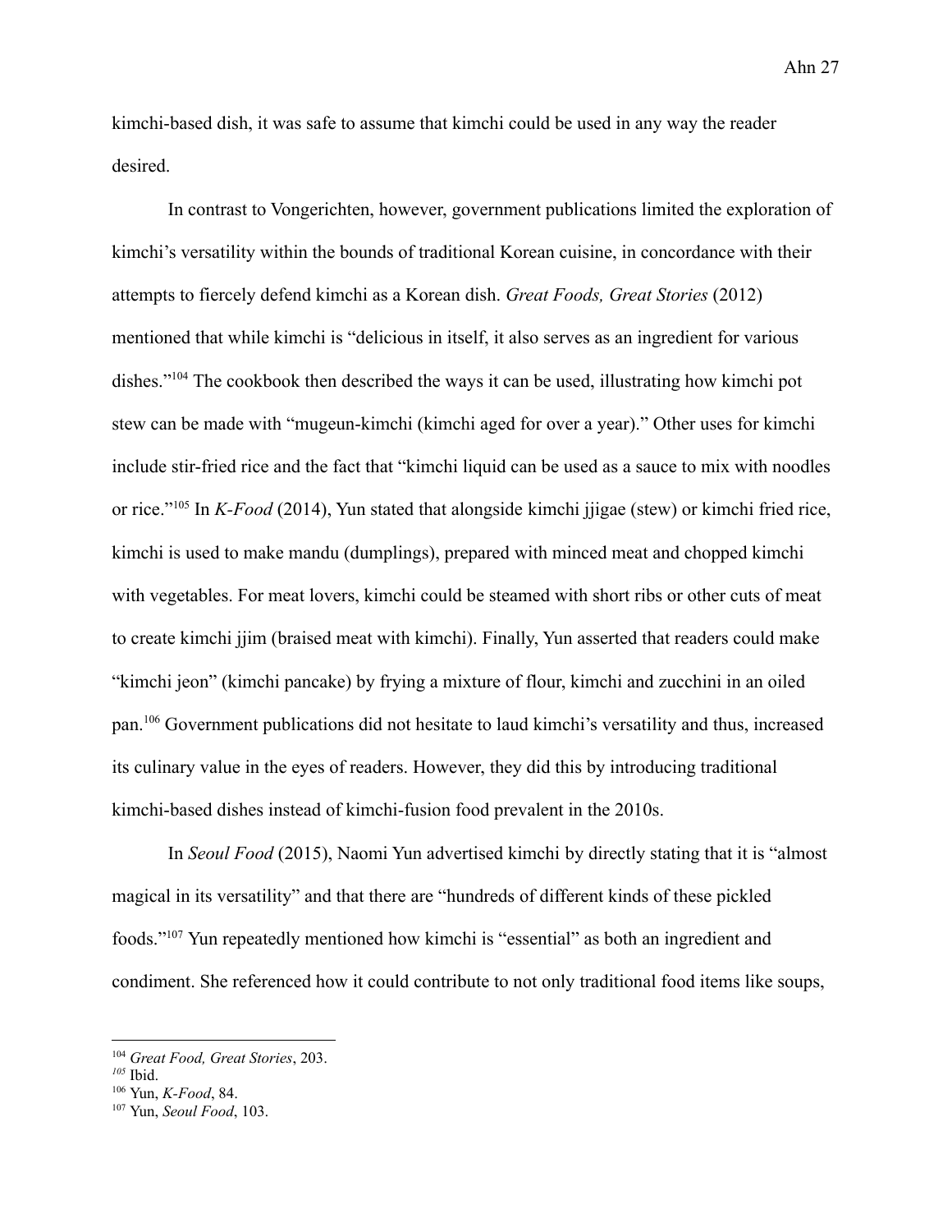kimchi-based dish, it was safe to assume that kimchi could be used in any way the reader desired.

In contrast to Vongerichten, however, government publications limited the exploration of kimchi's versatility within the bounds of traditional Korean cuisine, in concordance with their attempts to fiercely defend kimchi as a Korean dish. *Great Foods, Great Stories* (2012) mentioned that while kimchi is "delicious in itself, it also serves as an ingredient for various dishes."[104] The cookbook then described the ways it can be used, illustrating how kimchi pot stew can be made with "mugeun-kimchi (kimchi aged for over a year)." Other uses for kimchi include stir-fried rice and the fact that "kimchi liquid can be used as a sauce to mix with noodles or rice."[105] In *K-Food* (2014), Yun stated that alongside kimchi jjigae (stew) or kimchi fried rice, kimchi is used to make mandu (dumplings), prepared with minced meat and chopped kimchi with vegetables. For meat lovers, kimchi could be steamed with short ribs or other cuts of meat to create kimchi jjim (braised meat with kimchi). Finally, Yun asserted that readers could make "kimchi jeon" (kimchi pancake) by frying a mixture of flour, kimchi and zucchini in an oiled pan.[106] Government publications did not hesitate to laud kimchi's versatility and thus, increased its culinary value in the eyes of readers. However, they did this by introducing traditional kimchi-based dishes instead of kimchi-fusion food prevalent in the 2010s.

In *Seoul Food* (2015), Naomi Yun advertised kimchi by directly stating that it is "almost magical in its versatility" and that there are "hundreds of different kinds of these pickled foods."[107] Yun repeatedly mentioned how kimchi is "essential" as both an ingredient and condiment. She referenced how it could contribute to not only traditional food items like soups,

---

[104] *Great Food, Great Stories*, 203.
[105] Ibid.
[106] Yun, *K-Food*, 84.
[107] Yun, *Seoul Food*, 103.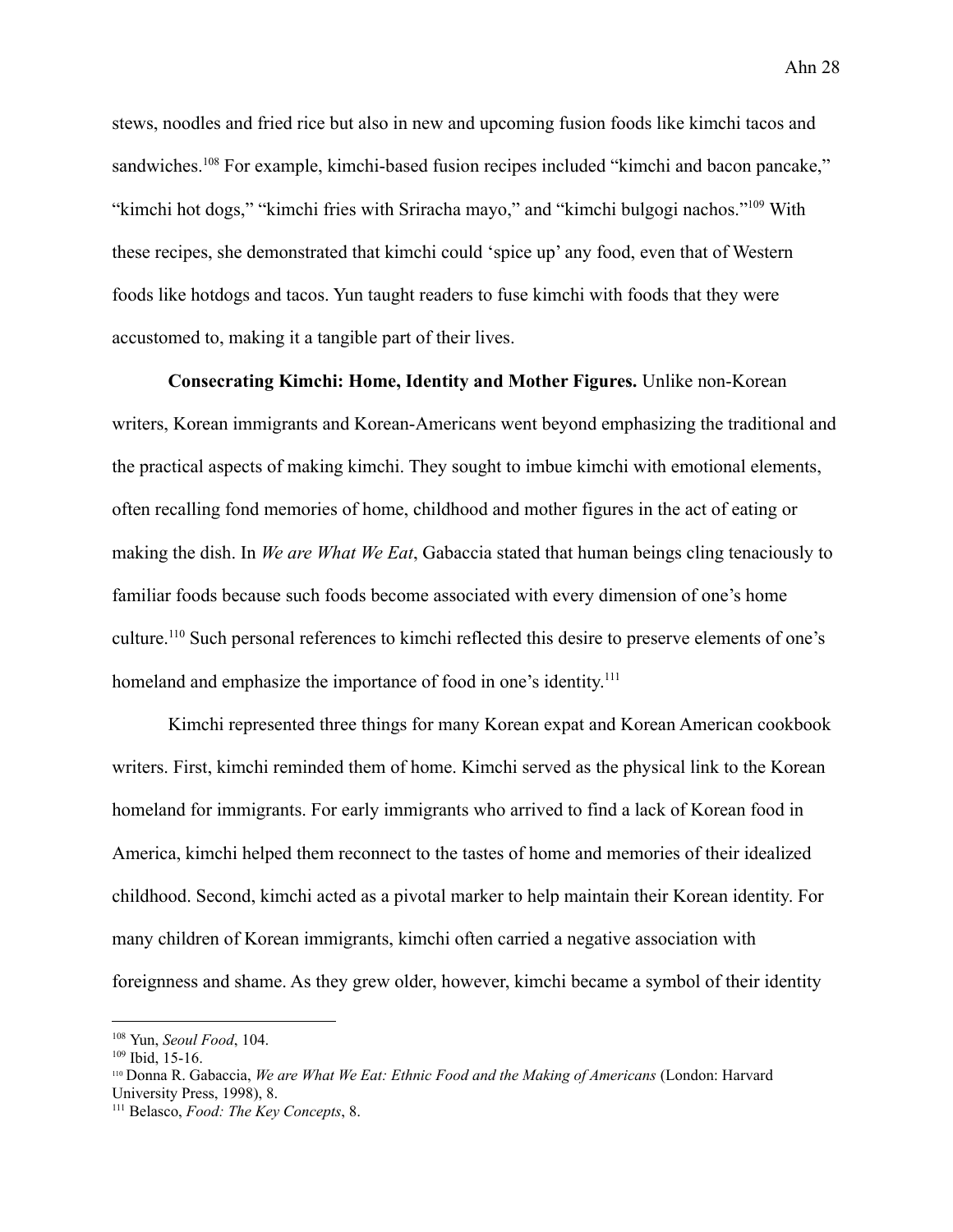stews, noodles and fried rice but also in new and upcoming fusion foods like kimchi tacos and sandwiches.[108] For example, kimchi-based fusion recipes included "kimchi and bacon pancake," "kimchi hot dogs," "kimchi fries with Sriracha mayo," and "kimchi bulgogi nachos."[109] With these recipes, she demonstrated that kimchi could 'spice up' any food, even that of Western foods like hotdogs and tacos. Yun taught readers to fuse kimchi with foods that they were accustomed to, making it a tangible part of their lives.

**Consecrating Kimchi: Home, Identity and Mother Figures.** Unlike non-Korean writers, Korean immigrants and Korean-Americans went beyond emphasizing the traditional and the practical aspects of making kimchi. They sought to imbue kimchi with emotional elements, often recalling fond memories of home, childhood and mother figures in the act of eating or making the dish. In *We are What We Eat*, Gabaccia stated that human beings cling tenaciously to familiar foods because such foods become associated with every dimension of one's home culture.[110] Such personal references to kimchi reflected this desire to preserve elements of one's homeland and emphasize the importance of food in one's identity.[111]

Kimchi represented three things for many Korean expat and Korean American cookbook writers. First, kimchi reminded them of home. Kimchi served as the physical link to the Korean homeland for immigrants. For early immigrants who arrived to find a lack of Korean food in America, kimchi helped them reconnect to the tastes of home and memories of their idealized childhood. Second, kimchi acted as a pivotal marker to help maintain their Korean identity. For many children of Korean immigrants, kimchi often carried a negative association with foreignness and shame. As they grew older, however, kimchi became a symbol of their identity

---

[108] Yun, *Seoul Food*, 104.

[109] Ibid, 15-16.

[110] Donna R. Gabaccia, *We are What We Eat: Ethnic Food and the Making of Americans* (London: Harvard University Press, 1998), 8.

[111] Belasco, *Food: The Key Concepts*, 8.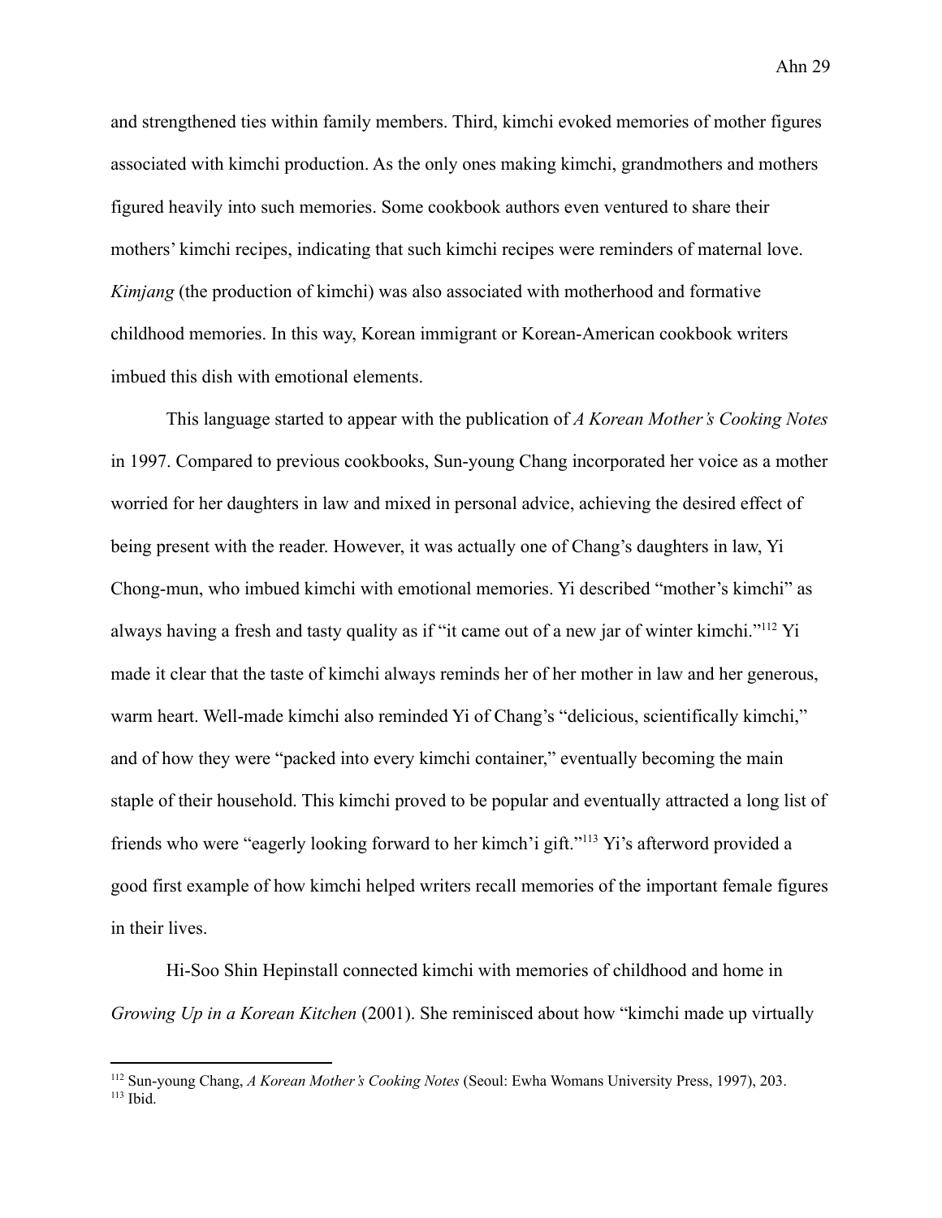and strengthened ties within family members. Third, kimchi evoked memories of mother figures associated with kimchi production. As the only ones making kimchi, grandmothers and mothers figured heavily into such memories. Some cookbook authors even ventured to share their mothers' kimchi recipes, indicating that such kimchi recipes were reminders of maternal love. *Kimjang* (the production of kimchi) was also associated with motherhood and formative childhood memories. In this way, Korean immigrant or Korean-American cookbook writers imbued this dish with emotional elements.

This language started to appear with the publication of *A Korean Mother's Cooking Notes* in 1997. Compared to previous cookbooks, Sun-young Chang incorporated her voice as a mother worried for her daughters in law and mixed in personal advice, achieving the desired effect of being present with the reader. However, it was actually one of Chang's daughters in law, Yi Chong-mun, who imbued kimchi with emotional memories. Yi described "mother's kimchi" as always having a fresh and tasty quality as if "it came out of a new jar of winter kimchi."[112] Yi made it clear that the taste of kimchi always reminds her of her mother in law and her generous, warm heart. Well-made kimchi also reminded Yi of Chang's "delicious, scientifically kimchi," and of how they were "packed into every kimchi container," eventually becoming the main staple of their household. This kimchi proved to be popular and eventually attracted a long list of friends who were "eagerly looking forward to her kimch'i gift."[113] Yi's afterword provided a good first example of how kimchi helped writers recall memories of the important female figures in their lives.

Hi-Soo Shin Hepinstall connected kimchi with memories of childhood and home in *Growing Up in a Korean Kitchen* (2001). She reminisced about how "kimchi made up virtually

---

[112] Sun-young Chang, *A Korean Mother's Cooking Notes* (Seoul: Ewha Womans University Press, 1997), 203.
[113] Ibid.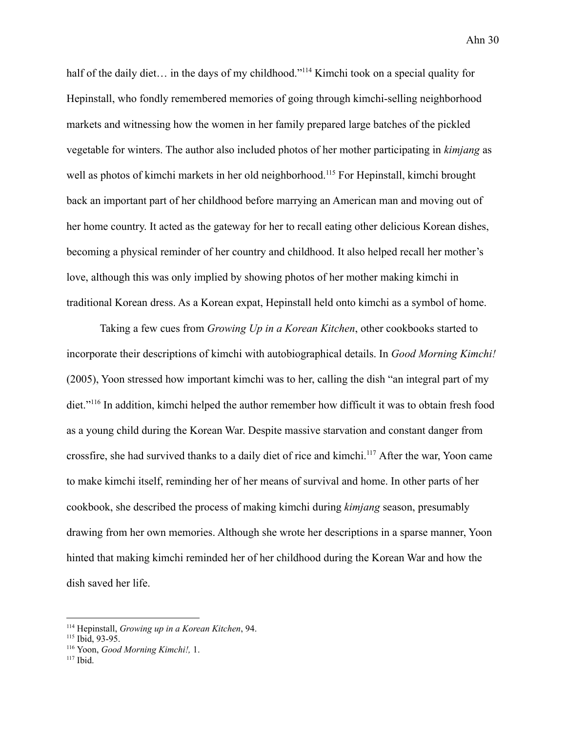half of the daily diet… in the days of my childhood."[114] Kimchi took on a special quality for Hepinstall, who fondly remembered memories of going through kimchi-selling neighborhood markets and witnessing how the women in her family prepared large batches of the pickled vegetable for winters. The author also included photos of her mother participating in *kimjang* as well as photos of kimchi markets in her old neighborhood.[115] For Hepinstall, kimchi brought back an important part of her childhood before marrying an American man and moving out of her home country. It acted as the gateway for her to recall eating other delicious Korean dishes, becoming a physical reminder of her country and childhood. It also helped recall her mother's love, although this was only implied by showing photos of her mother making kimchi in traditional Korean dress. As a Korean expat, Hepinstall held onto kimchi as a symbol of home.

Taking a few cues from *Growing Up in a Korean Kitchen*, other cookbooks started to incorporate their descriptions of kimchi with autobiographical details. In *Good Morning Kimchi!* (2005), Yoon stressed how important kimchi was to her, calling the dish "an integral part of my diet."[116] In addition, kimchi helped the author remember how difficult it was to obtain fresh food as a young child during the Korean War. Despite massive starvation and constant danger from crossfire, she had survived thanks to a daily diet of rice and kimchi.[117] After the war, Yoon came to make kimchi itself, reminding her of her means of survival and home. In other parts of her cookbook, she described the process of making kimchi during *kimjang* season, presumably drawing from her own memories. Although she wrote her descriptions in a sparse manner, Yoon hinted that making kimchi reminded her of her childhood during the Korean War and how the dish saved her life.

---

[114] Hepinstall, *Growing up in a Korean Kitchen*, 94.
[115] Ibid, 93-95.
[116] Yoon, *Good Morning Kimchi!,* 1.
[117] Ibid.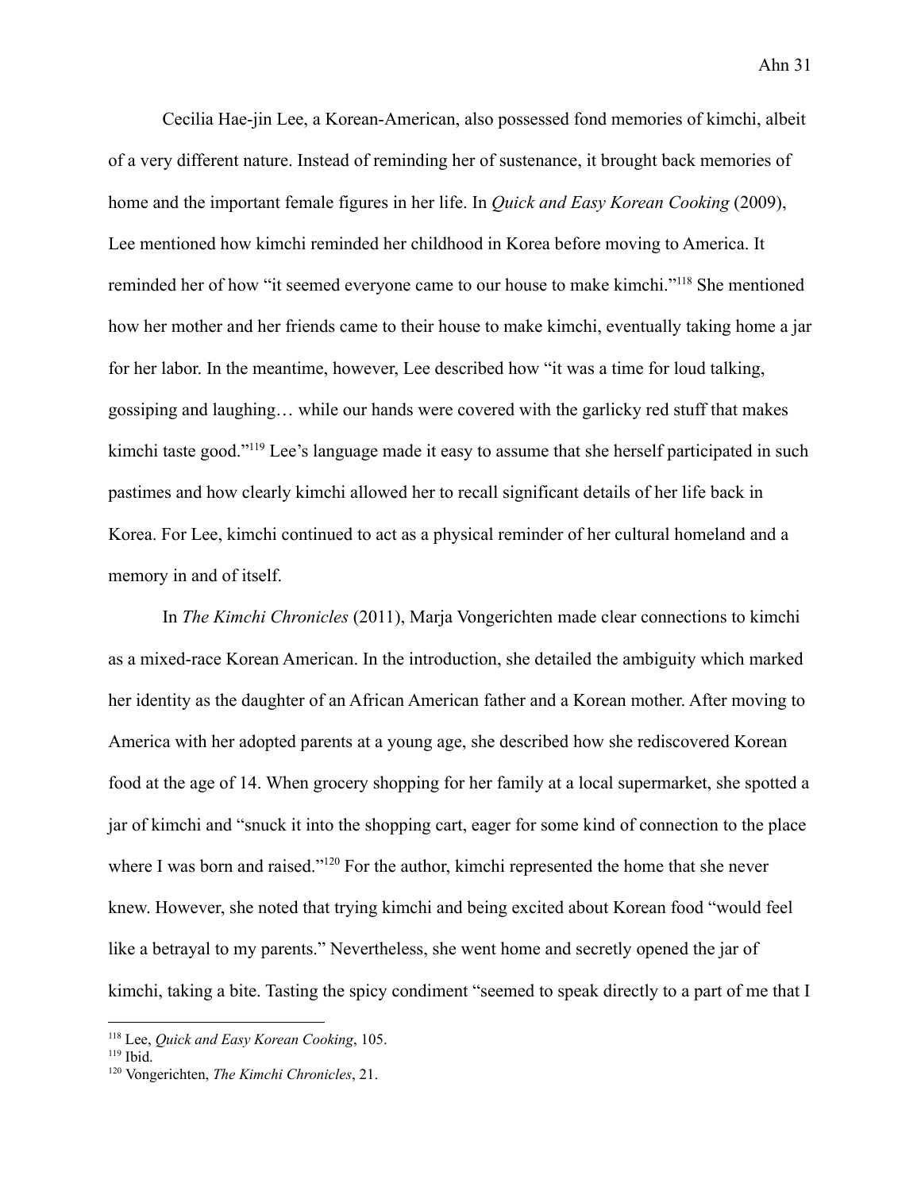Cecilia Hae-jin Lee, a Korean-American, also possessed fond memories of kimchi, albeit of a very different nature. Instead of reminding her of sustenance, it brought back memories of home and the important female figures in her life. In *Quick and Easy Korean Cooking* (2009), Lee mentioned how kimchi reminded her childhood in Korea before moving to America. It reminded her of how "it seemed everyone came to our house to make kimchi."[118] She mentioned how her mother and her friends came to their house to make kimchi, eventually taking home a jar for her labor. In the meantime, however, Lee described how "it was a time for loud talking, gossiping and laughing… while our hands were covered with the garlicky red stuff that makes kimchi taste good."[119] Lee's language made it easy to assume that she herself participated in such pastimes and how clearly kimchi allowed her to recall significant details of her life back in Korea. For Lee, kimchi continued to act as a physical reminder of her cultural homeland and a memory in and of itself.

In *The Kimchi Chronicles* (2011), Marja Vongerichten made clear connections to kimchi as a mixed-race Korean American. In the introduction, she detailed the ambiguity which marked her identity as the daughter of an African American father and a Korean mother. After moving to America with her adopted parents at a young age, she described how she rediscovered Korean food at the age of 14. When grocery shopping for her family at a local supermarket, she spotted a jar of kimchi and "snuck it into the shopping cart, eager for some kind of connection to the place where I was born and raised."[120] For the author, kimchi represented the home that she never knew. However, she noted that trying kimchi and being excited about Korean food "would feel like a betrayal to my parents." Nevertheless, she went home and secretly opened the jar of kimchi, taking a bite. Tasting the spicy condiment "seemed to speak directly to a part of me that I

---

[118] Lee, *Quick and Easy Korean Cooking*, 105.

[119] Ibid.

[120] Vongerichten, *The Kimchi Chronicles*, 21.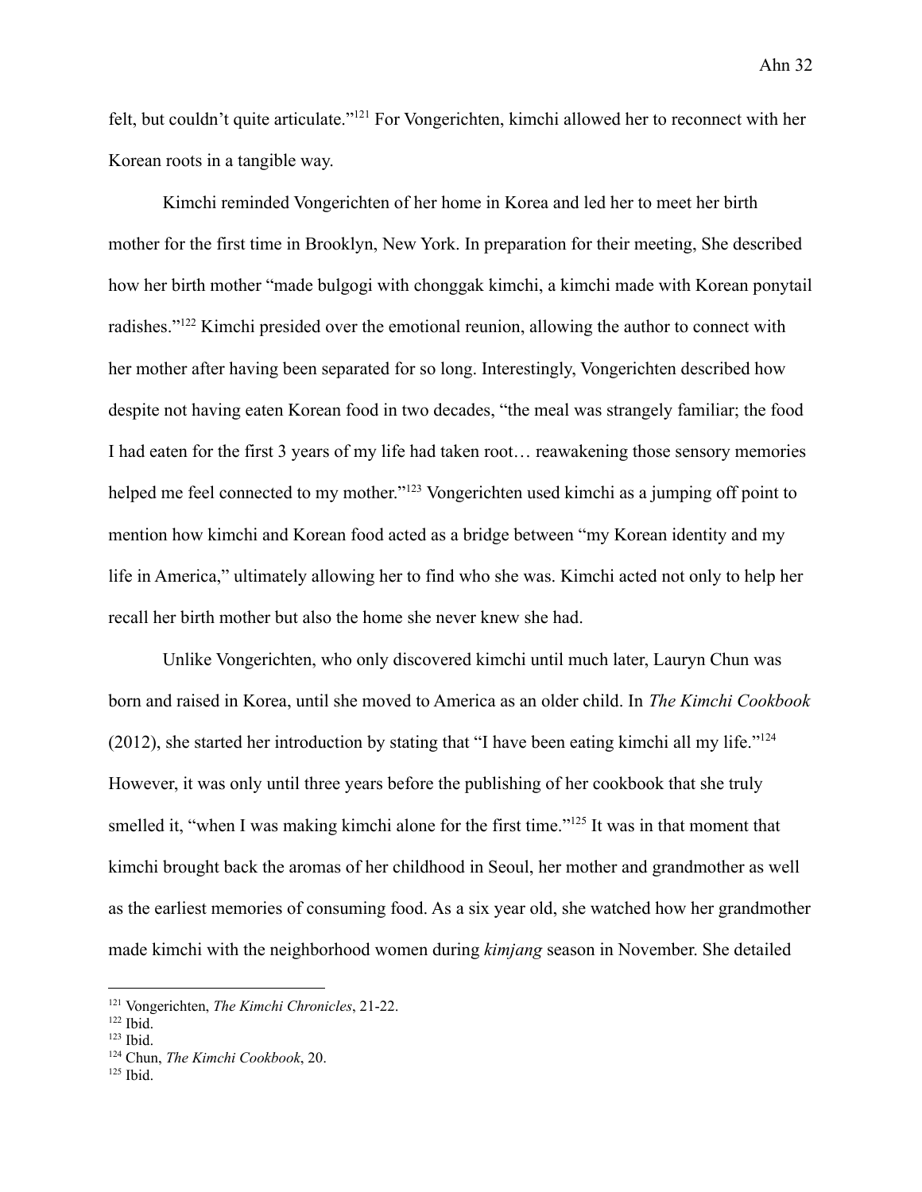felt, but couldn't quite articulate."[121] For Vongerichten, kimchi allowed her to reconnect with her Korean roots in a tangible way.

Kimchi reminded Vongerichten of her home in Korea and led her to meet her birth mother for the first time in Brooklyn, New York. In preparation for their meeting, She described how her birth mother "made bulgogi with chonggak kimchi, a kimchi made with Korean ponytail radishes."[122] Kimchi presided over the emotional reunion, allowing the author to connect with her mother after having been separated for so long. Interestingly, Vongerichten described how despite not having eaten Korean food in two decades, "the meal was strangely familiar; the food I had eaten for the first 3 years of my life had taken root… reawakening those sensory memories helped me feel connected to my mother."[123] Vongerichten used kimchi as a jumping off point to mention how kimchi and Korean food acted as a bridge between "my Korean identity and my life in America," ultimately allowing her to find who she was. Kimchi acted not only to help her recall her birth mother but also the home she never knew she had.

Unlike Vongerichten, who only discovered kimchi until much later, Lauryn Chun was born and raised in Korea, until she moved to America as an older child. In *The Kimchi Cookbook* (2012), she started her introduction by stating that "I have been eating kimchi all my life."[124] However, it was only until three years before the publishing of her cookbook that she truly smelled it, "when I was making kimchi alone for the first time."[125] It was in that moment that kimchi brought back the aromas of her childhood in Seoul, her mother and grandmother as well as the earliest memories of consuming food. As a six year old, she watched how her grandmother made kimchi with the neighborhood women during *kimjang* season in November. She detailed

---

[121] Vongerichten, *The Kimchi Chronicles*, 21-22.

[122] Ibid.

[123] Ibid.

[124] Chun, *The Kimchi Cookbook*, 20.

[125] Ibid.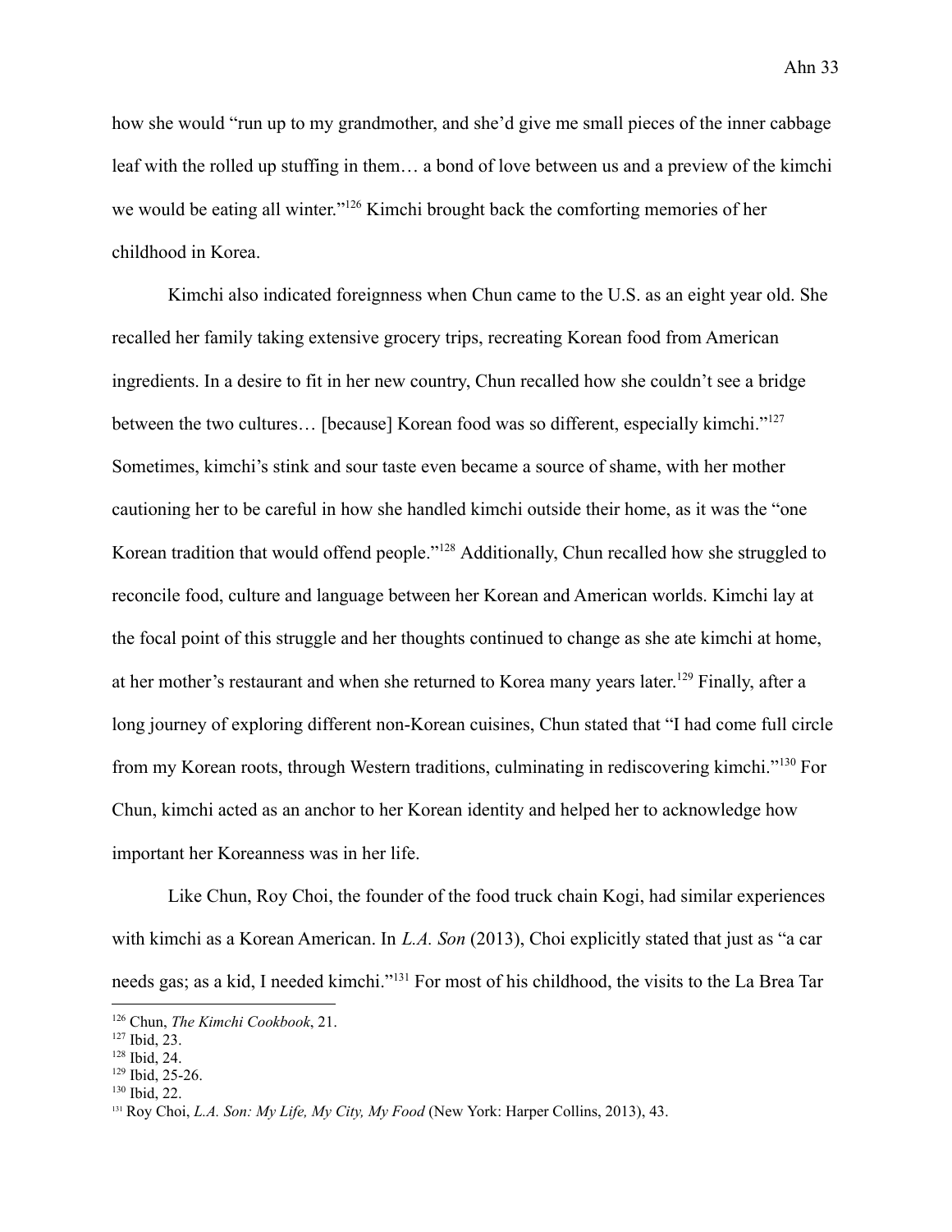how she would "run up to my grandmother, and she'd give me small pieces of the inner cabbage leaf with the rolled up stuffing in them… a bond of love between us and a preview of the kimchi we would be eating all winter."[126] Kimchi brought back the comforting memories of her childhood in Korea.

Kimchi also indicated foreignness when Chun came to the U.S. as an eight year old. She recalled her family taking extensive grocery trips, recreating Korean food from American ingredients. In a desire to fit in her new country, Chun recalled how she couldn't see a bridge between the two cultures… [because] Korean food was so different, especially kimchi."[127] Sometimes, kimchi's stink and sour taste even became a source of shame, with her mother cautioning her to be careful in how she handled kimchi outside their home, as it was the "one Korean tradition that would offend people."[128] Additionally, Chun recalled how she struggled to reconcile food, culture and language between her Korean and American worlds. Kimchi lay at the focal point of this struggle and her thoughts continued to change as she ate kimchi at home, at her mother's restaurant and when she returned to Korea many years later.[129] Finally, after a long journey of exploring different non-Korean cuisines, Chun stated that "I had come full circle from my Korean roots, through Western traditions, culminating in rediscovering kimchi."[130] For Chun, kimchi acted as an anchor to her Korean identity and helped her to acknowledge how important her Koreanness was in her life.

Like Chun, Roy Choi, the founder of the food truck chain Kogi, had similar experiences with kimchi as a Korean American. In *L.A. Son* (2013), Choi explicitly stated that just as "a car needs gas; as a kid, I needed kimchi."[131] For most of his childhood, the visits to the La Brea Tar

---

[126] Chun, *The Kimchi Cookbook*, 21.

[127] Ibid, 23.

[128] Ibid, 24.

[129] Ibid, 25-26.

[130] Ibid, 22.

[131] Roy Choi, *L.A. Son: My Life, My City, My Food* (New York: Harper Collins, 2013), 43.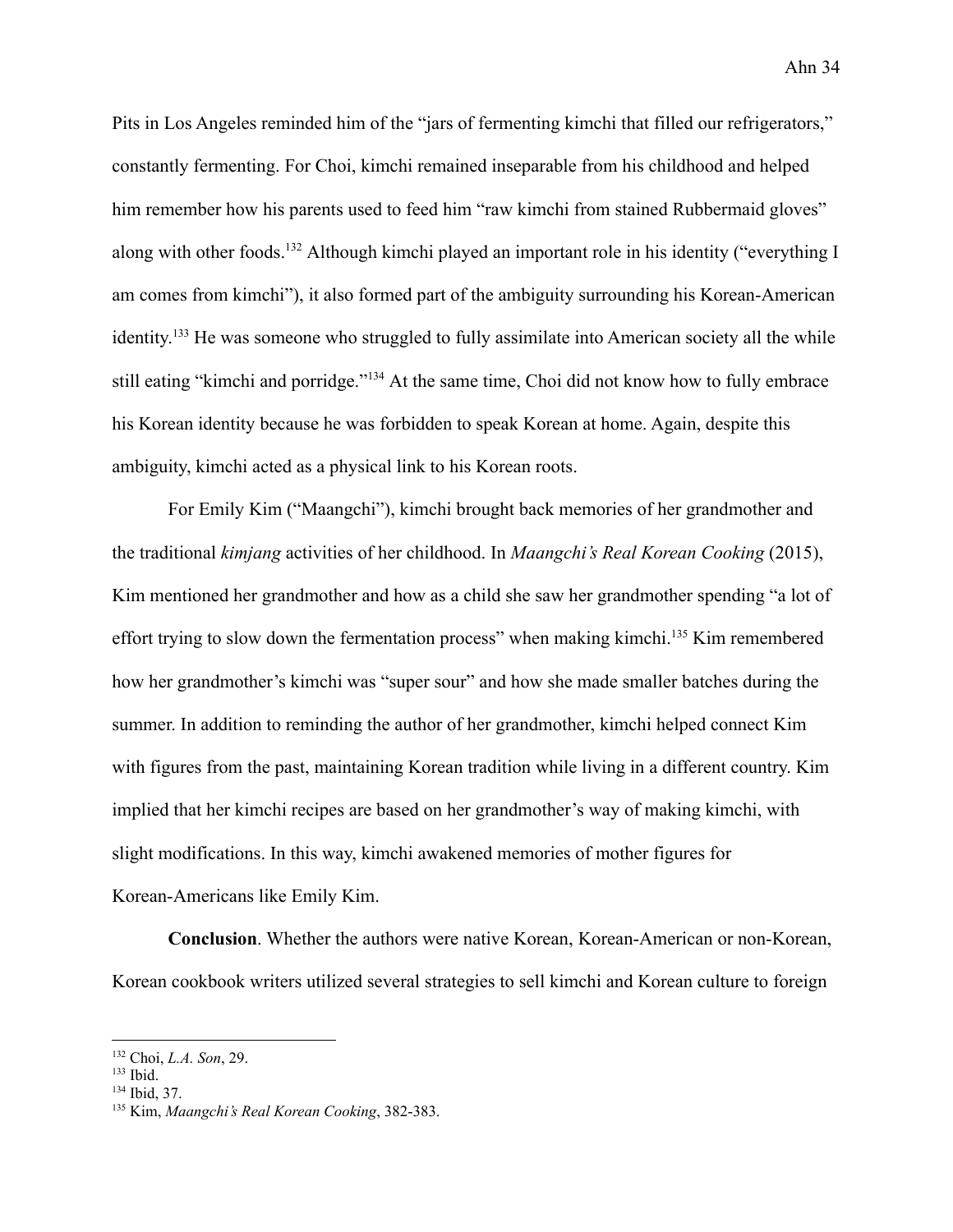Pits in Los Angeles reminded him of the "jars of fermenting kimchi that filled our refrigerators," constantly fermenting. For Choi, kimchi remained inseparable from his childhood and helped him remember how his parents used to feed him "raw kimchi from stained Rubbermaid gloves" along with other foods.[132] Although kimchi played an important role in his identity ("everything I am comes from kimchi"), it also formed part of the ambiguity surrounding his Korean-American identity.[133] He was someone who struggled to fully assimilate into American society all the while still eating "kimchi and porridge."[134] At the same time, Choi did not know how to fully embrace his Korean identity because he was forbidden to speak Korean at home. Again, despite this ambiguity, kimchi acted as a physical link to his Korean roots.

For Emily Kim ("Maangchi"), kimchi brought back memories of her grandmother and the traditional *kimjang* activities of her childhood. In *Maangchi's Real Korean Cooking* (2015), Kim mentioned her grandmother and how as a child she saw her grandmother spending "a lot of effort trying to slow down the fermentation process" when making kimchi.[135] Kim remembered how her grandmother's kimchi was "super sour" and how she made smaller batches during the summer. In addition to reminding the author of her grandmother, kimchi helped connect Kim with figures from the past, maintaining Korean tradition while living in a different country. Kim implied that her kimchi recipes are based on her grandmother's way of making kimchi, with slight modifications. In this way, kimchi awakened memories of mother figures for Korean-Americans like Emily Kim.

**Conclusion**. Whether the authors were native Korean, Korean-American or non-Korean, Korean cookbook writers utilized several strategies to sell kimchi and Korean culture to foreign

---

[132] Choi, *L.A. Son*, 29.

[133] Ibid.

[134] Ibid, 37.

[135] Kim, *Maangchi's Real Korean Cooking*, 382-383.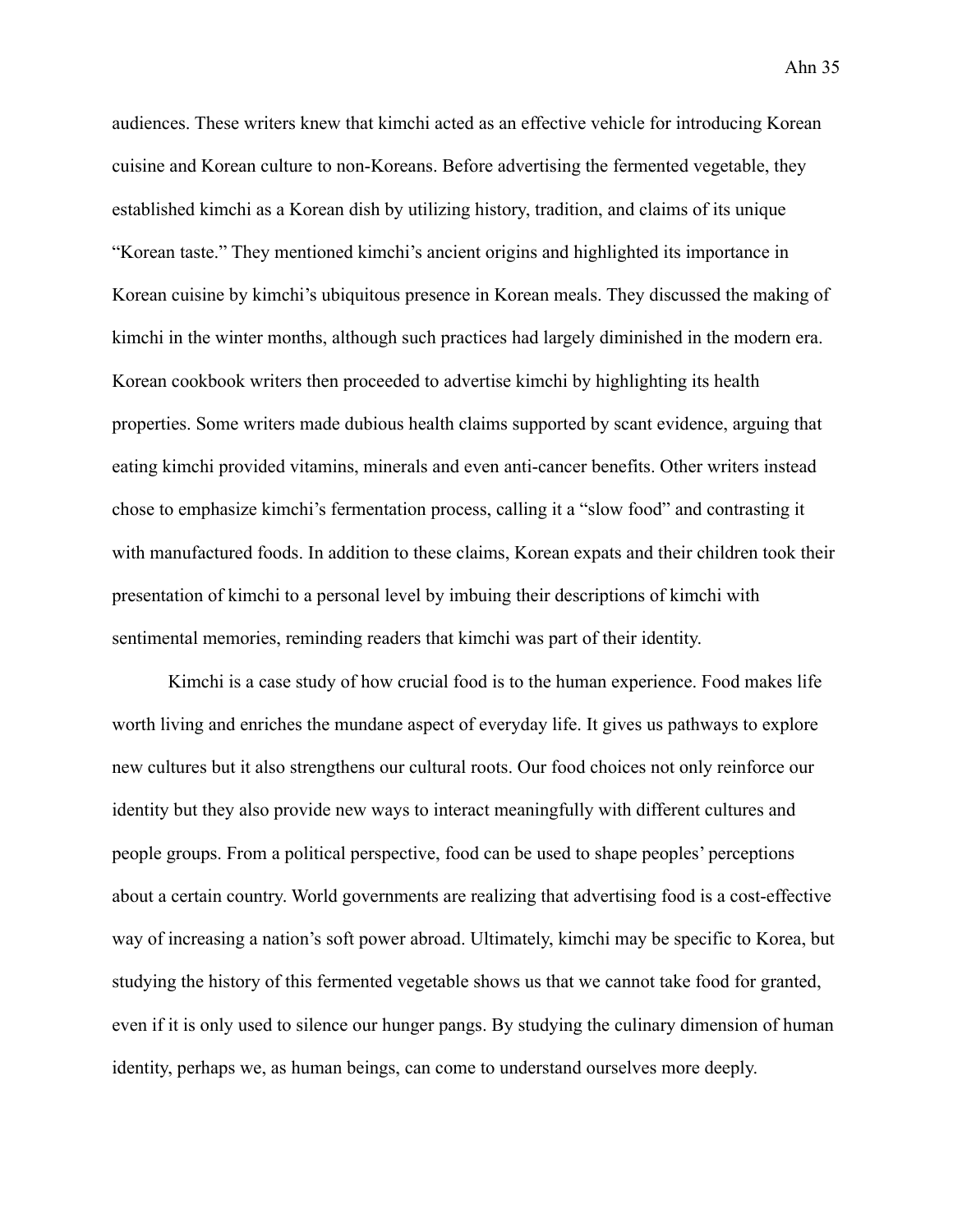audiences. These writers knew that kimchi acted as an effective vehicle for introducing Korean cuisine and Korean culture to non-Koreans. Before advertising the fermented vegetable, they established kimchi as a Korean dish by utilizing history, tradition, and claims of its unique "Korean taste." They mentioned kimchi's ancient origins and highlighted its importance in Korean cuisine by kimchi's ubiquitous presence in Korean meals. They discussed the making of kimchi in the winter months, although such practices had largely diminished in the modern era. Korean cookbook writers then proceeded to advertise kimchi by highlighting its health properties. Some writers made dubious health claims supported by scant evidence, arguing that eating kimchi provided vitamins, minerals and even anti-cancer benefits. Other writers instead chose to emphasize kimchi's fermentation process, calling it a "slow food" and contrasting it with manufactured foods. In addition to these claims, Korean expats and their children took their presentation of kimchi to a personal level by imbuing their descriptions of kimchi with sentimental memories, reminding readers that kimchi was part of their identity.

Kimchi is a case study of how crucial food is to the human experience. Food makes life worth living and enriches the mundane aspect of everyday life. It gives us pathways to explore new cultures but it also strengthens our cultural roots. Our food choices not only reinforce our identity but they also provide new ways to interact meaningfully with different cultures and people groups. From a political perspective, food can be used to shape peoples' perceptions about a certain country. World governments are realizing that advertising food is a cost-effective way of increasing a nation's soft power abroad. Ultimately, kimchi may be specific to Korea, but studying the history of this fermented vegetable shows us that we cannot take food for granted, even if it is only used to silence our hunger pangs. By studying the culinary dimension of human identity, perhaps we, as human beings, can come to understand ourselves more deeply.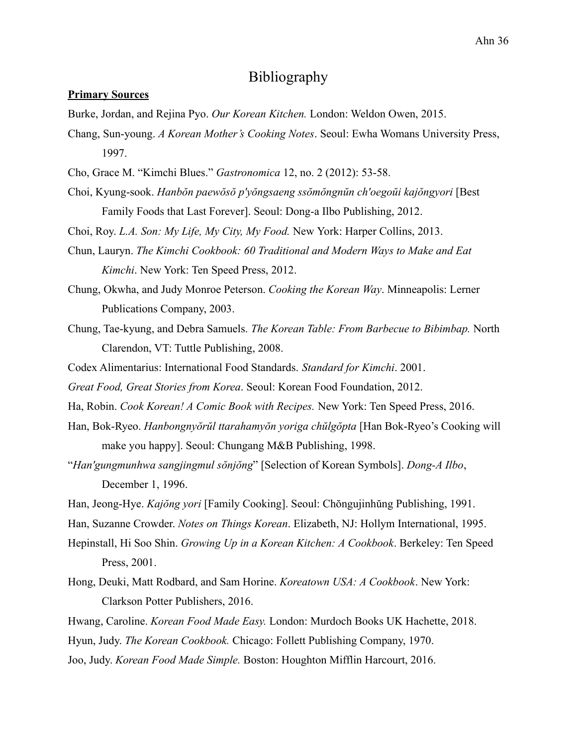# Bibliography

**Primary Sources**

Burke, Jordan, and Rejina Pyo. *Our Korean Kitchen.* London: Weldon Owen, 2015.

Chang, Sun-young. *A Korean Mother's Cooking Notes*. Seoul: Ewha Womans University Press, 1997.

Cho, Grace M. "Kimchi Blues." *Gastronomica* 12, no. 2 (2012): 53-58.

Choi, Kyung-sook. *Hanbŏn paewŏsŏ p'yŏngsaeng ssŏmŏngnŭn ch'oegoŭi kajŏngyori* [Best Family Foods that Last Forever]. Seoul: Dong-a Ilbo Publishing, 2012.

Choi, Roy. *L.A. Son: My Life, My City, My Food.* New York: Harper Collins, 2013.

Chun, Lauryn. *The Kimchi Cookbook: 60 Traditional and Modern Ways to Make and Eat Kimchi*. New York: Ten Speed Press, 2012.

Chung, Okwha, and Judy Monroe Peterson. *Cooking the Korean Way*. Minneapolis: Lerner Publications Company, 2003.

Chung, Tae-kyung, and Debra Samuels. *The Korean Table: From Barbecue to Bibimbap.* North Clarendon, VT: Tuttle Publishing, 2008.

Codex Alimentarius: International Food Standards. *Standard for Kimchi*. 2001.

*Great Food, Great Stories from Korea*. Seoul: Korean Food Foundation, 2012.

Ha, Robin. *Cook Korean! A Comic Book with Recipes.* New York: Ten Speed Press, 2016.

Han, Bok-Ryeo. *Hanbongnyŏrŭl ttarahamyŏn yoriga chŭlgŏpta* [Han Bok-Ryeo's Cooking will make you happy]. Seoul: Chungang M&B Publishing, 1998.

"*Han'gungmunhwa sangjingmul sŏnjŏng*" [Selection of Korean Symbols]. *Dong-A Ilbo*, December 1, 1996.

Han, Jeong-Hye. *Kajŏng yori* [Family Cooking]. Seoul: Chŏngujinhŭng Publishing, 1991.

Han, Suzanne Crowder. *Notes on Things Korean*. Elizabeth, NJ: Hollym International, 1995.

Hepinstall, Hi Soo Shin. *Growing Up in a Korean Kitchen: A Cookbook*. Berkeley: Ten Speed Press, 2001.

Hong, Deuki, Matt Rodbard, and Sam Horine. *Koreatown USA: A Cookbook*. New York: Clarkson Potter Publishers, 2016.

Hwang, Caroline. *Korean Food Made Easy.* London: Murdoch Books UK Hachette, 2018.

Hyun, Judy. *The Korean Cookbook.* Chicago: Follett Publishing Company, 1970.

Joo, Judy. *Korean Food Made Simple.* Boston: Houghton Mifflin Harcourt, 2016.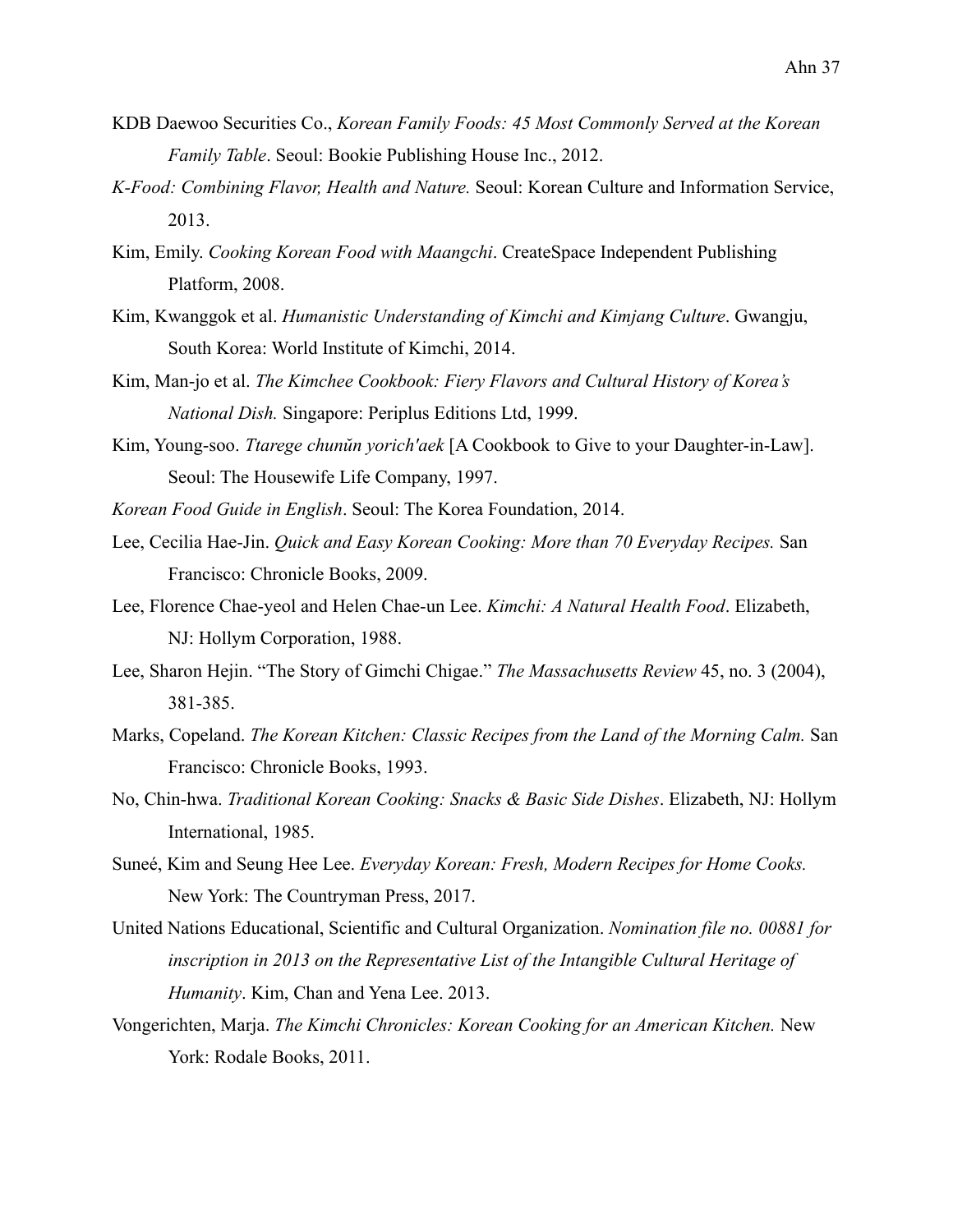KDB Daewoo Securities Co., *Korean Family Foods: 45 Most Commonly Served at the Korean Family Table*. Seoul: Bookie Publishing House Inc., 2012.

*K-Food: Combining Flavor, Health and Nature.* Seoul: Korean Culture and Information Service, 2013.

Kim, Emily. *Cooking Korean Food with Maangchi*. CreateSpace Independent Publishing Platform, 2008.

Kim, Kwanggok et al. *Humanistic Understanding of Kimchi and Kimjang Culture*. Gwangju, South Korea: World Institute of Kimchi, 2014.

Kim, Man-jo et al. *The Kimchee Cookbook: Fiery Flavors and Cultural History of Korea's National Dish.* Singapore: Periplus Editions Ltd, 1999.

Kim, Young-soo. *Ttarege chunŭn yorich'aek* [A Cookbook to Give to your Daughter-in-Law]. Seoul: The Housewife Life Company, 1997.

*Korean Food Guide in English*. Seoul: The Korea Foundation, 2014.

Lee, Cecilia Hae-Jin. *Quick and Easy Korean Cooking: More than 70 Everyday Recipes.* San Francisco: Chronicle Books, 2009.

Lee, Florence Chae-yeol and Helen Chae-un Lee. *Kimchi: A Natural Health Food*. Elizabeth, NJ: Hollym Corporation, 1988.

Lee, Sharon Hejin. "The Story of Gimchi Chigae." *The Massachusetts Review* 45, no. 3 (2004), 381-385.

Marks, Copeland. *The Korean Kitchen: Classic Recipes from the Land of the Morning Calm.* San Francisco: Chronicle Books, 1993.

No, Chin-hwa. *Traditional Korean Cooking: Snacks & Basic Side Dishes*. Elizabeth, NJ: Hollym International, 1985.

Suneé, Kim and Seung Hee Lee. *Everyday Korean: Fresh, Modern Recipes for Home Cooks.* New York: The Countryman Press, 2017.

United Nations Educational, Scientific and Cultural Organization. *Nomination file no. 00881 for inscription in 2013 on the Representative List of the Intangible Cultural Heritage of Humanity*. Kim, Chan and Yena Lee. 2013.

Vongerichten, Marja. *The Kimchi Chronicles: Korean Cooking for an American Kitchen.* New York: Rodale Books, 2011.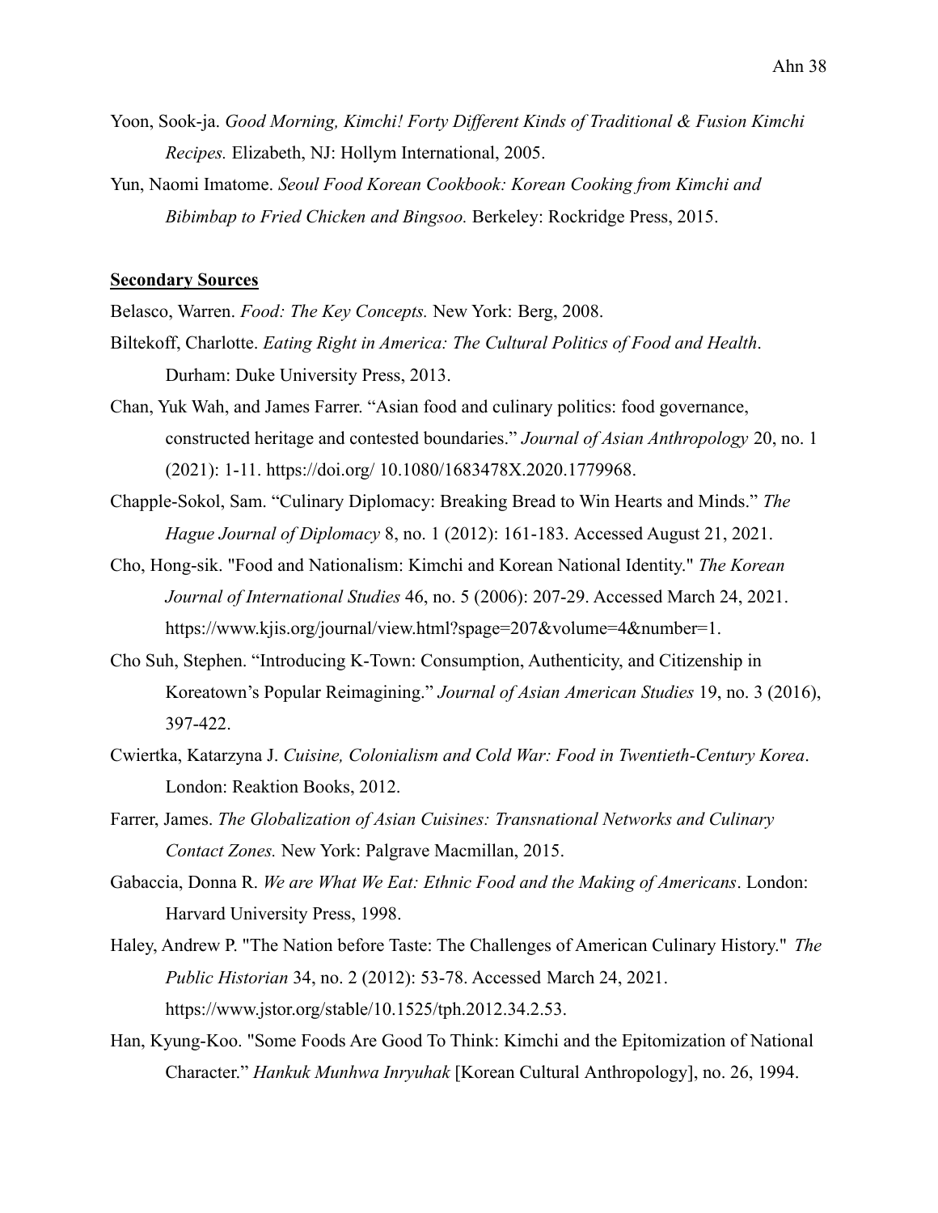Yoon, Sook-ja. *Good Morning, Kimchi! Forty Different Kinds of Traditional & Fusion Kimchi Recipes.* Elizabeth, NJ: Hollym International, 2005.

Yun, Naomi Imatome. *Seoul Food Korean Cookbook: Korean Cooking from Kimchi and Bibimbap to Fried Chicken and Bingsoo.* Berkeley: Rockridge Press, 2015.

**Secondary Sources**

Belasco, Warren. *Food: The Key Concepts.* New York: Berg, 2008.

Biltekoff, Charlotte. *Eating Right in America: The Cultural Politics of Food and Health*. Durham: Duke University Press, 2013.

Chan, Yuk Wah, and James Farrer. "Asian food and culinary politics: food governance, constructed heritage and contested boundaries." *Journal of Asian Anthropology* 20, no. 1 (2021): 1-11. https://doi.org/ 10.1080/1683478X.2020.1779968.

Chapple-Sokol, Sam. "Culinary Diplomacy: Breaking Bread to Win Hearts and Minds." *The Hague Journal of Diplomacy* 8, no. 1 (2012): 161-183. Accessed August 21, 2021.

Cho, Hong-sik. "Food and Nationalism: Kimchi and Korean National Identity." *The Korean Journal of International Studies* 46, no. 5 (2006): 207-29. Accessed March 24, 2021. https://www.kjis.org/journal/view.html?spage=207&volume=4&number=1.

Cho Suh, Stephen. "Introducing K-Town: Consumption, Authenticity, and Citizenship in Koreatown's Popular Reimagining." *Journal of Asian American Studies* 19, no. 3 (2016), 397-422.

Cwiertka, Katarzyna J. *Cuisine, Colonialism and Cold War: Food in Twentieth-Century Korea*. London: Reaktion Books, 2012.

Farrer, James. *The Globalization of Asian Cuisines: Transnational Networks and Culinary Contact Zones.* New York: Palgrave Macmillan, 2015.

Gabaccia, Donna R. *We are What We Eat: Ethnic Food and the Making of Americans*. London: Harvard University Press, 1998.

Haley, Andrew P. "The Nation before Taste: The Challenges of American Culinary History." *The Public Historian* 34, no. 2 (2012): 53-78. Accessed March 24, 2021. https://www.jstor.org/stable/10.1525/tph.2012.34.2.53.

Han, Kyung-Koo. "Some Foods Are Good To Think: Kimchi and the Epitomization of National Character." *Hankuk Munhwa Inryuhak* [Korean Cultural Anthropology], no. 26, 1994.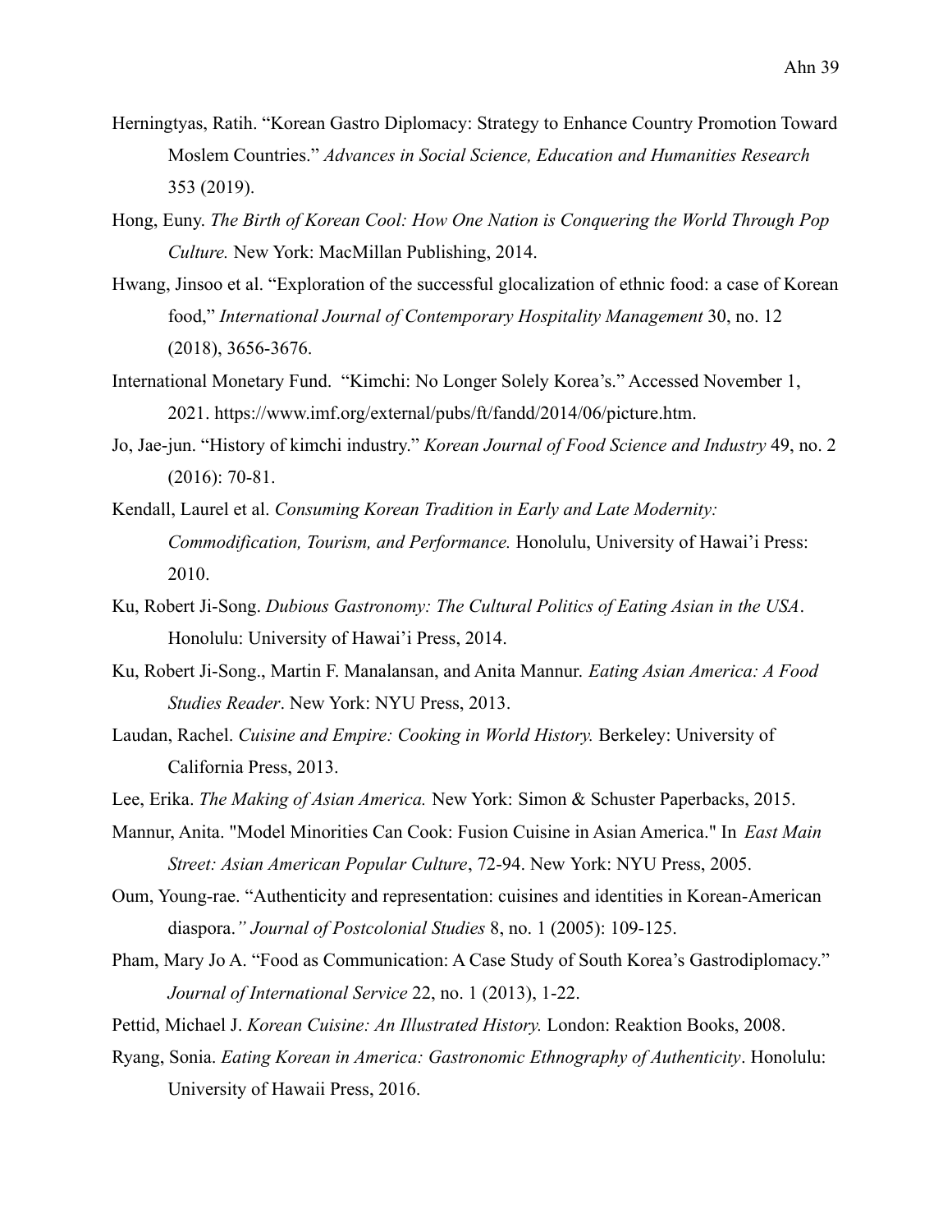Herningtyas, Ratih. “Korean Gastro Diplomacy: Strategy to Enhance Country Promotion Toward Moslem Countries.” *Advances in Social Science, Education and Humanities Research* 353 (2019).

Hong, Euny. *The Birth of Korean Cool: How One Nation is Conquering the World Through Pop Culture.* New York: MacMillan Publishing, 2014.

Hwang, Jinsoo et al. “Exploration of the successful glocalization of ethnic food: a case of Korean food,” *International Journal of Contemporary Hospitality Management* 30, no. 12 (2018), 3656-3676.

International Monetary Fund. “Kimchi: No Longer Solely Korea’s.” Accessed November 1, 2021. https://www.imf.org/external/pubs/ft/fandd/2014/06/picture.htm.

Jo, Jae-jun. “History of kimchi industry.” *Korean Journal of Food Science and Industry* 49, no. 2 (2016): 70-81.

Kendall, Laurel et al. *Consuming Korean Tradition in Early and Late Modernity: Commodification, Tourism, and Performance.* Honolulu, University of Hawai’i Press: 2010.

Ku, Robert Ji-Song. *Dubious Gastronomy: The Cultural Politics of Eating Asian in the USA*. Honolulu: University of Hawai’i Press, 2014.

Ku, Robert Ji-Song., Martin F. Manalansan, and Anita Mannur. *Eating Asian America: A Food Studies Reader*. New York: NYU Press, 2013.

Laudan, Rachel. *Cuisine and Empire: Cooking in World History.* Berkeley: University of California Press, 2013.

Lee, Erika. *The Making of Asian America.* New York: Simon & Schuster Paperbacks, 2015.

Mannur, Anita. "Model Minorities Can Cook: Fusion Cuisine in Asian America." In *East Main Street: Asian American Popular Culture*, 72-94. New York: NYU Press, 2005.

Oum, Young-rae. “Authenticity and representation: cuisines and identities in Korean-American diaspora.*” Journal of Postcolonial Studies* 8, no. 1 (2005): 109-125.

Pham, Mary Jo A. “Food as Communication: A Case Study of South Korea’s Gastrodiplomacy.” *Journal of International Service* 22, no. 1 (2013), 1-22.

Pettid, Michael J. *Korean Cuisine: An Illustrated History.* London: Reaktion Books, 2008.

Ryang, Sonia. *Eating Korean in America: Gastronomic Ethnography of Authenticity*. Honolulu: University of Hawaii Press, 2016.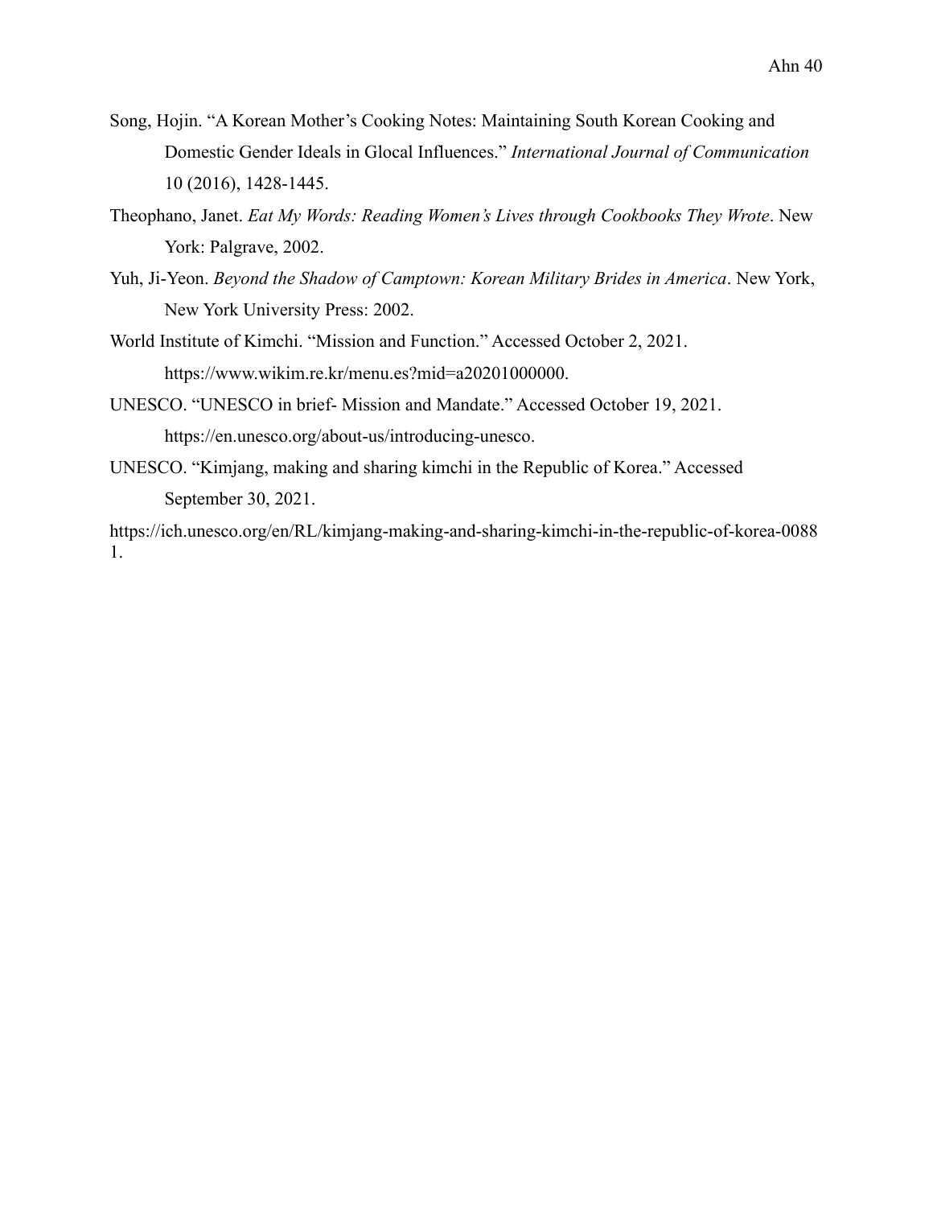Song, Hojin. "A Korean Mother's Cooking Notes: Maintaining South Korean Cooking and Domestic Gender Ideals in Glocal Influences." *International Journal of Communication* 10 (2016), 1428-1445.

Theophano, Janet. *Eat My Words: Reading Women's Lives through Cookbooks They Wrote*. New York: Palgrave, 2002.

Yuh, Ji-Yeon. *Beyond the Shadow of Camptown: Korean Military Brides in America*. New York, New York University Press: 2002.

World Institute of Kimchi. "Mission and Function." Accessed October 2, 2021. https://www.wikim.re.kr/menu.es?mid=a20201000000.

UNESCO. "UNESCO in brief- Mission and Mandate." Accessed October 19, 2021. https://en.unesco.org/about-us/introducing-unesco.

UNESCO. "Kimjang, making and sharing kimchi in the Republic of Korea." Accessed September 30, 2021. https://ich.unesco.org/en/RL/kimjang-making-and-sharing-kimchi-in-the-republic-of-korea-00881.